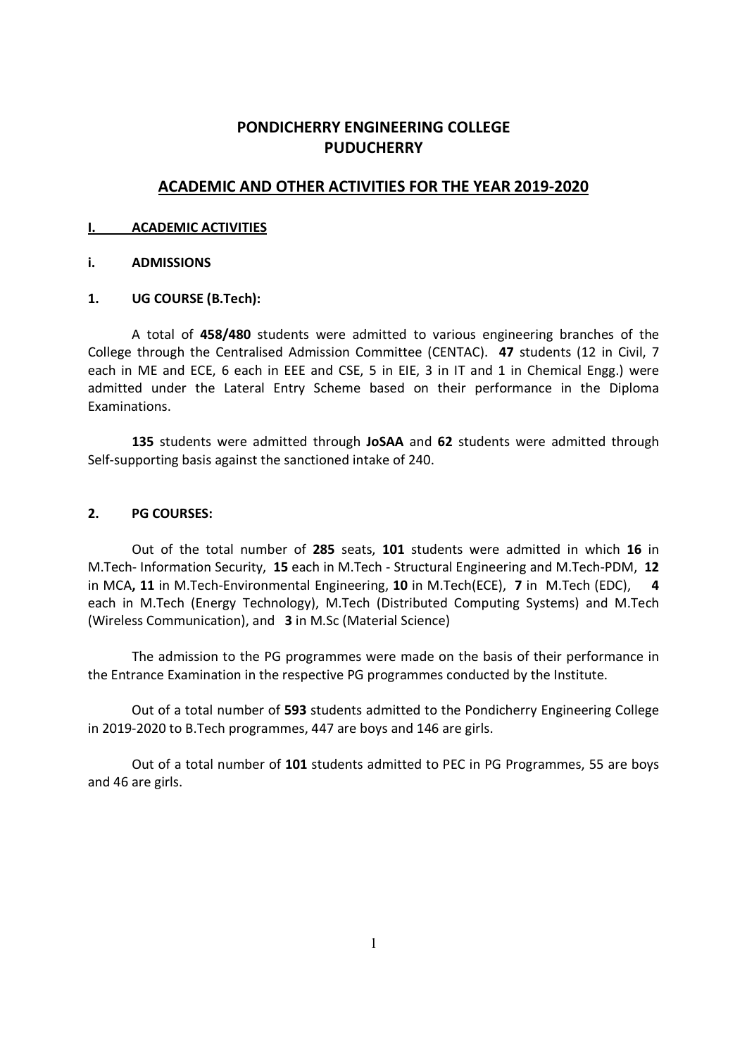# PONDICHERRY ENGINEERING COLLEGE
# PUDUCHERRY

## ACADEMIC AND OTHER ACTIVITIES FOR THE YEAR 2019-2020

### I. ACADEMIC ACTIVITIES

### i. ADMISSIONS

#### 1. UG COURSE (B.Tech):

A total of **458/480** students were admitted to various engineering branches of the College through the Centralised Admission Committee (CENTAC). **47** students (12 in Civil, 7 each in ME and ECE, 6 each in EEE and CSE, 5 in EIE, 3 in IT and 1 in Chemical Engg.) were admitted under the Lateral Entry Scheme based on their performance in the Diploma Examinations.

**135** students were admitted through **JoSAA** and **62** students were admitted through Self-supporting basis against the sanctioned intake of 240.

#### 2. PG COURSES:

Out of the total number of **285** seats, **101** students were admitted in which **16** in M.Tech- Information Security, **15** each in M.Tech - Structural Engineering and M.Tech-PDM, **12** in MCA**, 11** in M.Tech-Environmental Engineering, **10** in M.Tech(ECE), **7** in M.Tech (EDC), **4** each in M.Tech (Energy Technology), M.Tech (Distributed Computing Systems) and M.Tech (Wireless Communication), and **3** in M.Sc (Material Science)

The admission to the PG programmes were made on the basis of their performance in the Entrance Examination in the respective PG programmes conducted by the Institute.

Out of a total number of **593** students admitted to the Pondicherry Engineering College in 2019-2020 to B.Tech programmes, 447 are boys and 146 are girls.

Out of a total number of **101** students admitted to PEC in PG Programmes, 55 are boys and 46 are girls.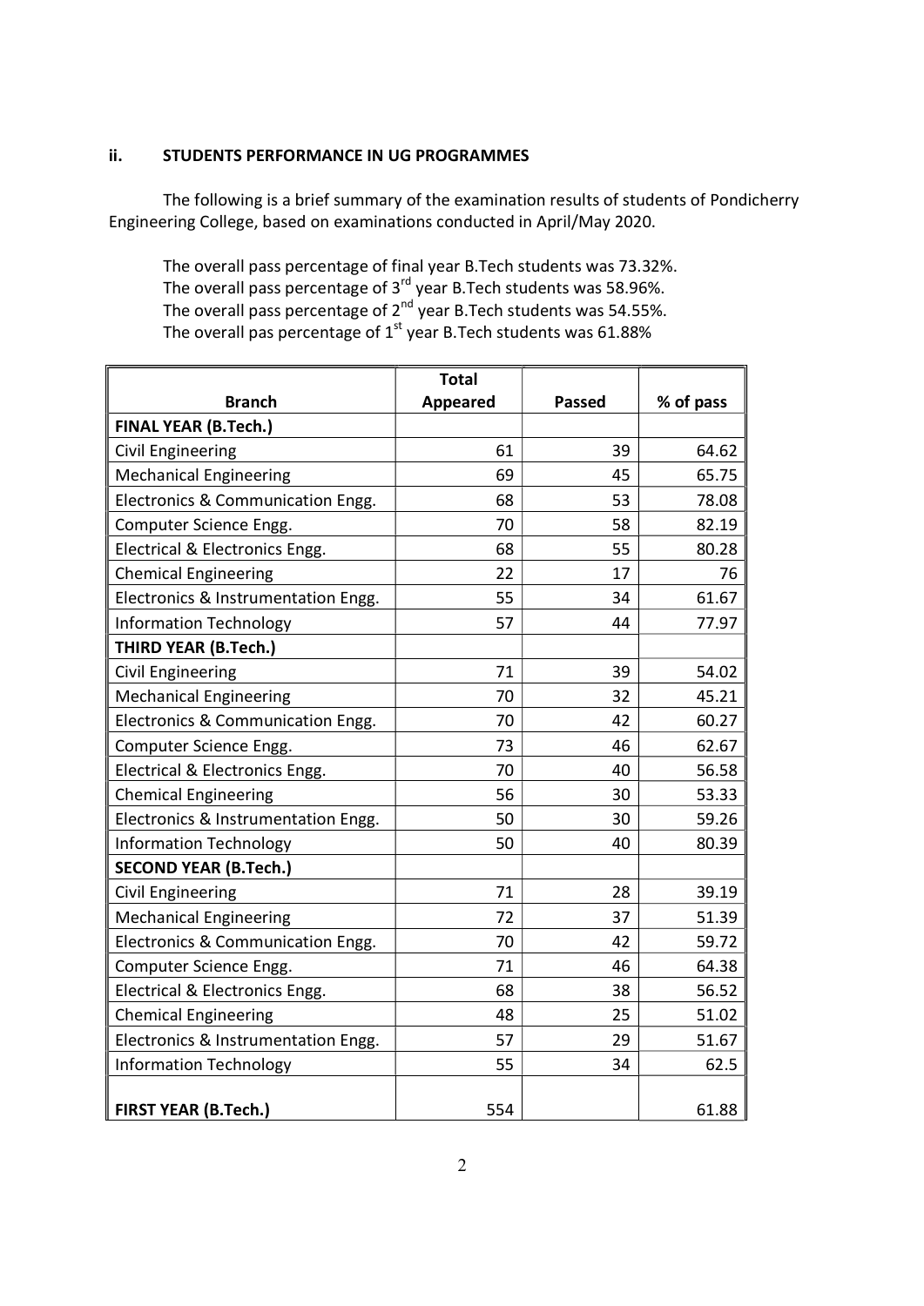### ii. STUDENTS PERFORMANCE IN UG PROGRAMMES

The following is a brief summary of the examination results of students of Pondicherry Engineering College, based on examinations conducted in April/May 2020.

The overall pass percentage of final year B.Tech students was 73.32%.
The overall pass percentage of 3rd year B.Tech students was 58.96%.
The overall pass percentage of 2nd year B.Tech students was 54.55%.
The overall pas percentage of 1st year B.Tech students was 61.88%

| Branch | Total Appeared | Passed | % of pass |
|---|---|---|---|
| **FINAL YEAR (B.Tech.)** | | | |
| Civil Engineering | 61 | 39 | 64.62 |
| Mechanical Engineering | 69 | 45 | 65.75 |
| Electronics & Communication Engg. | 68 | 53 | 78.08 |
| Computer Science Engg. | 70 | 58 | 82.19 |
| Electrical & Electronics Engg. | 68 | 55 | 80.28 |
| Chemical Engineering | 22 | 17 | 76 |
| Electronics & Instrumentation Engg. | 55 | 34 | 61.67 |
| Information Technology | 57 | 44 | 77.97 |
| **THIRD YEAR (B.Tech.)** | | | |
| Civil Engineering | 71 | 39 | 54.02 |
| Mechanical Engineering | 70 | 32 | 45.21 |
| Electronics & Communication Engg. | 70 | 42 | 60.27 |
| Computer Science Engg. | 73 | 46 | 62.67 |
| Electrical & Electronics Engg. | 70 | 40 | 56.58 |
| Chemical Engineering | 56 | 30 | 53.33 |
| Electronics & Instrumentation Engg. | 50 | 30 | 59.26 |
| Information Technology | 50 | 40 | 80.39 |
| **SECOND YEAR (B.Tech.)** | | | |
| Civil Engineering | 71 | 28 | 39.19 |
| Mechanical Engineering | 72 | 37 | 51.39 |
| Electronics & Communication Engg. | 70 | 42 | 59.72 |
| Computer Science Engg. | 71 | 46 | 64.38 |
| Electrical & Electronics Engg. | 68 | 38 | 56.52 |
| Chemical Engineering | 48 | 25 | 51.02 |
| Electronics & Instrumentation Engg. | 57 | 29 | 51.67 |
| Information Technology | 55 | 34 | 62.5 |
| **FIRST YEAR (B.Tech.)** | 554 | | 61.88 |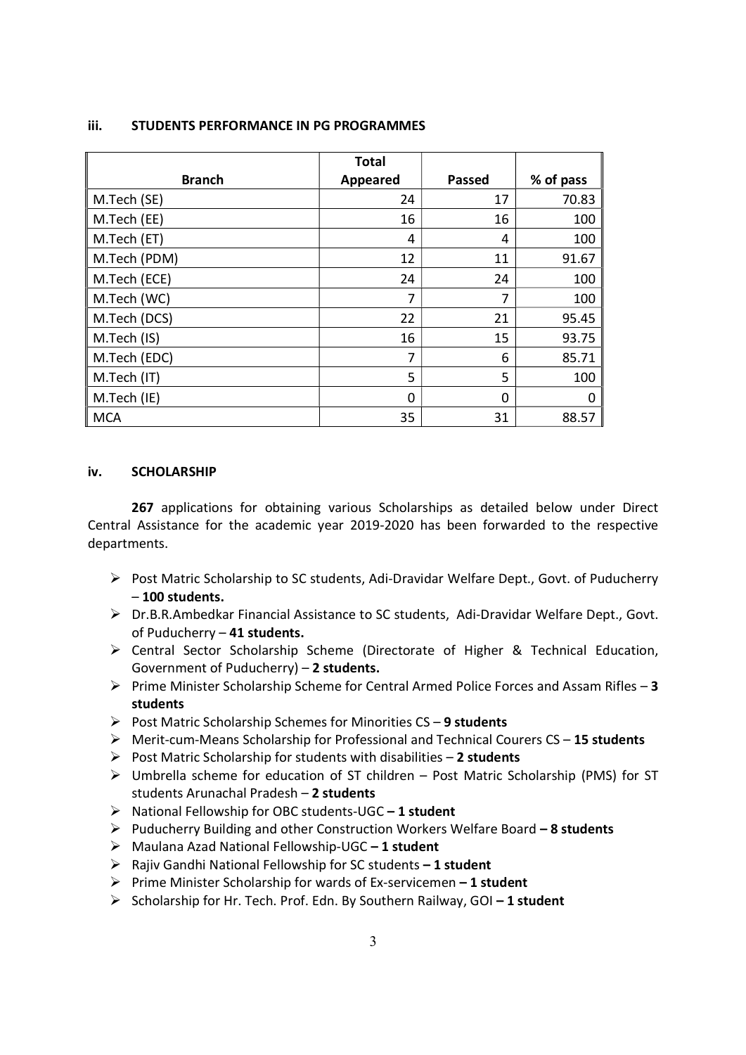### iii. STUDENTS PERFORMANCE IN PG PROGRAMMES

| Branch | Total Appeared | Passed | % of pass |
|---|---|---|---|
| M.Tech (SE) | 24 | 17 | 70.83 |
| M.Tech (EE) | 16 | 16 | 100 |
| M.Tech (ET) | 4 | 4 | 100 |
| M.Tech (PDM) | 12 | 11 | 91.67 |
| M.Tech (ECE) | 24 | 24 | 100 |
| M.Tech (WC) | 7 | 7 | 100 |
| M.Tech (DCS) | 22 | 21 | 95.45 |
| M.Tech (IS) | 16 | 15 | 93.75 |
| M.Tech (EDC) | 7 | 6 | 85.71 |
| M.Tech (IT) | 5 | 5 | 100 |
| M.Tech (IE) | 0 | 0 | 0 |
| MCA | 35 | 31 | 88.57 |

### iv. SCHOLARSHIP

**267** applications for obtaining various Scholarships as detailed below under Direct Central Assistance for the academic year 2019-2020 has been forwarded to the respective departments.

- Post Matric Scholarship to SC students, Adi-Dravidar Welfare Dept., Govt. of Puducherry – **100 students.**
- Dr.B.R.Ambedkar Financial Assistance to SC students, Adi-Dravidar Welfare Dept., Govt. of Puducherry – **41 students.**
- Central Sector Scholarship Scheme (Directorate of Higher & Technical Education, Government of Puducherry) – **2 students.**
- Prime Minister Scholarship Scheme for Central Armed Police Forces and Assam Rifles – **3 students**
- Post Matric Scholarship Schemes for Minorities CS – **9 students**
- Merit-cum-Means Scholarship for Professional and Technical Courers CS – **15 students**
- Post Matric Scholarship for students with disabilities – **2 students**
- Umbrella scheme for education of ST children – Post Matric Scholarship (PMS) for ST students Arunachal Pradesh – **2 students**
- National Fellowship for OBC students-UGC **– 1 student**
- Puducherry Building and other Construction Workers Welfare Board **– 8 students**
- Maulana Azad National Fellowship-UGC **– 1 student**
- Rajiv Gandhi National Fellowship for SC students **– 1 student**
- Prime Minister Scholarship for wards of Ex-servicemen **– 1 student**
- Scholarship for Hr. Tech. Prof. Edn. By Southern Railway, GOI **– 1 student**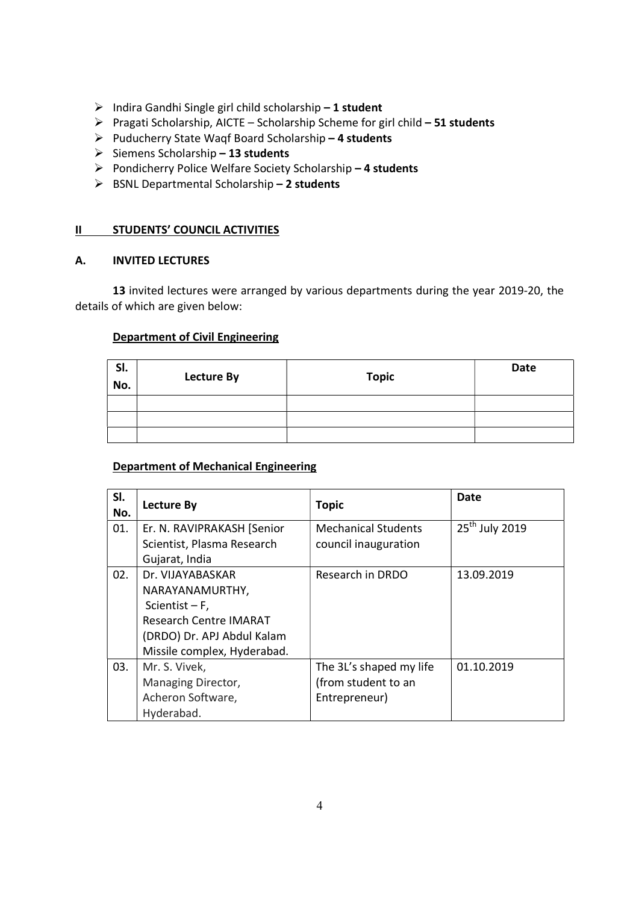- Indira Gandhi Single girl child scholarship **– 1 student**
- Pragati Scholarship, AICTE – Scholarship Scheme for girl child **– 51 students**
- Puducherry State Waqf Board Scholarship **– 4 students**
- Siemens Scholarship **– 13 students**
- Pondicherry Police Welfare Society Scholarship **– 4 students**
- BSNL Departmental Scholarship **– 2 students**

## II STUDENTS' COUNCIL ACTIVITIES

### A. INVITED LECTURES

**13** invited lectures were arranged by various departments during the year 2019-20, the details of which are given below:

**Department of Civil Engineering**

| Sl. No. | Lecture By | Topic | Date |
|---|---|---|---|
| | | | |
| | | | |
| | | | |

**Department of Mechanical Engineering**

| Sl. No. | Lecture By | Topic | Date |
|---|---|---|---|
| 01. | Er. N. RAVIPRAKASH [Senior Scientist, Plasma Research Gujarat, India | Mechanical Students council inauguration | 25th July 2019 |
| 02. | Dr. VIJAYABASKAR NARAYANAMURTHY, Scientist – F, Research Centre IMARAT (DRDO) Dr. APJ Abdul Kalam Missile complex, Hyderabad. | Research in DRDO | 13.09.2019 |
| 03. | Mr. S. Vivek, Managing Director, Acheron Software, Hyderabad. | The 3L's shaped my life (from student to an Entrepreneur) | 01.10.2019 |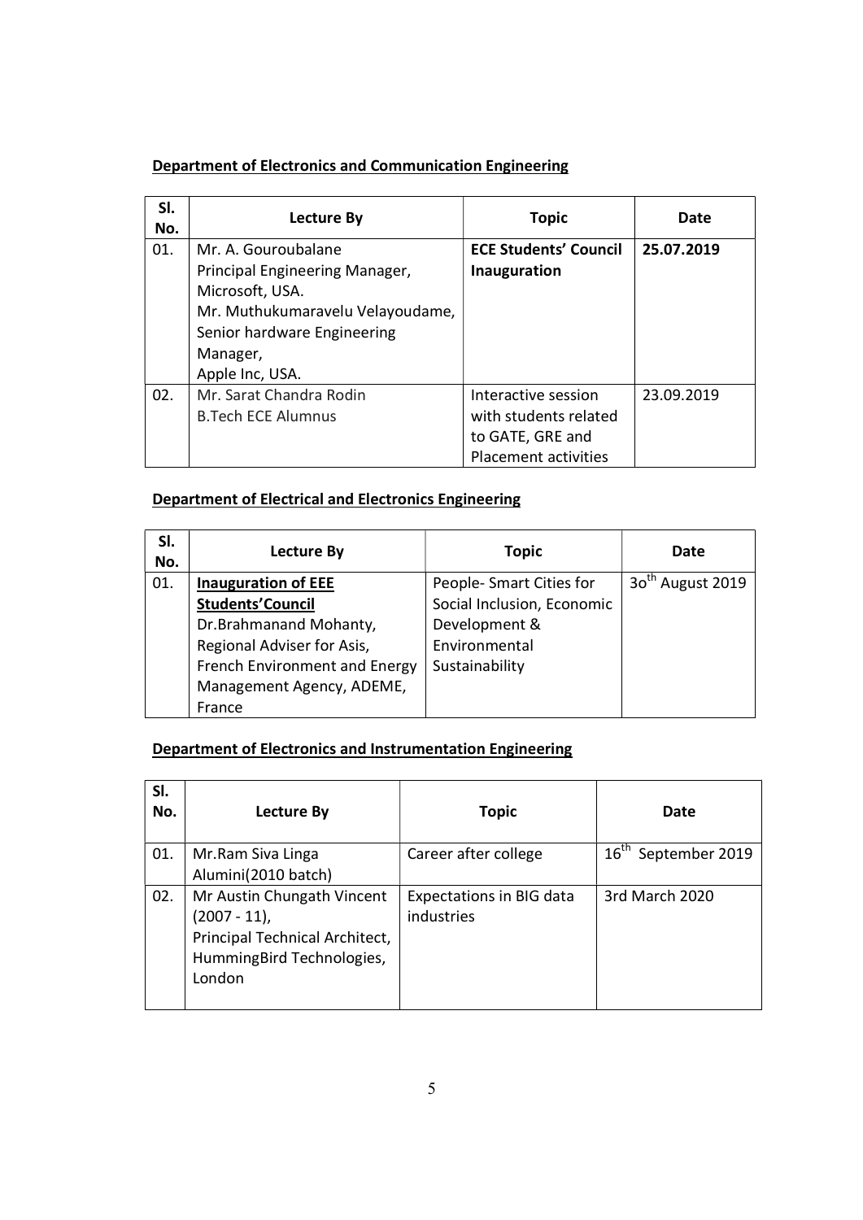**Department of Electronics and Communication Engineering**

| Sl. No. | Lecture By | Topic | Date |
|---|---|---|---|
| 01. | Mr. A. Gouroubalane<br>Principal Engineering Manager, Microsoft, USA.<br>Mr. Muthukumaravelu Velayoudame, Senior hardware Engineering Manager,<br>Apple Inc, USA. | **ECE Students' Council Inauguration** | **25.07.2019** |
| 02. | Mr. Sarat Chandra Rodin<br>B.Tech ECE Alumnus | Interactive session with students related to GATE, GRE and Placement activities | 23.09.2019 |

**Department of Electrical and Electronics Engineering**

| Sl. No. | Lecture By | Topic | Date |
|---|---|---|---|
| 01. | **Inauguration of EEE Students'Council**<br>Dr.Brahmanand Mohanty, Regional Adviser for Asis, French Environment and Energy Management Agency, ADEME, France | People- Smart Cities for Social Inclusion, Economic Development & Environmental Sustainability | 3o[th] August 2019 |

**Department of Electronics and Instrumentation Engineering**

| Sl. No. | Lecture By | Topic | Date |
|---|---|---|---|
| 01. | Mr.Ram Siva Linga<br>Alumini(2010 batch) | Career after college | 16[th] September 2019 |
| 02. | Mr Austin Chungath Vincent (2007 - 11),<br>Principal Technical Architect, HummingBird Technologies, London | Expectations in BIG data industries | 3rd March 2020 |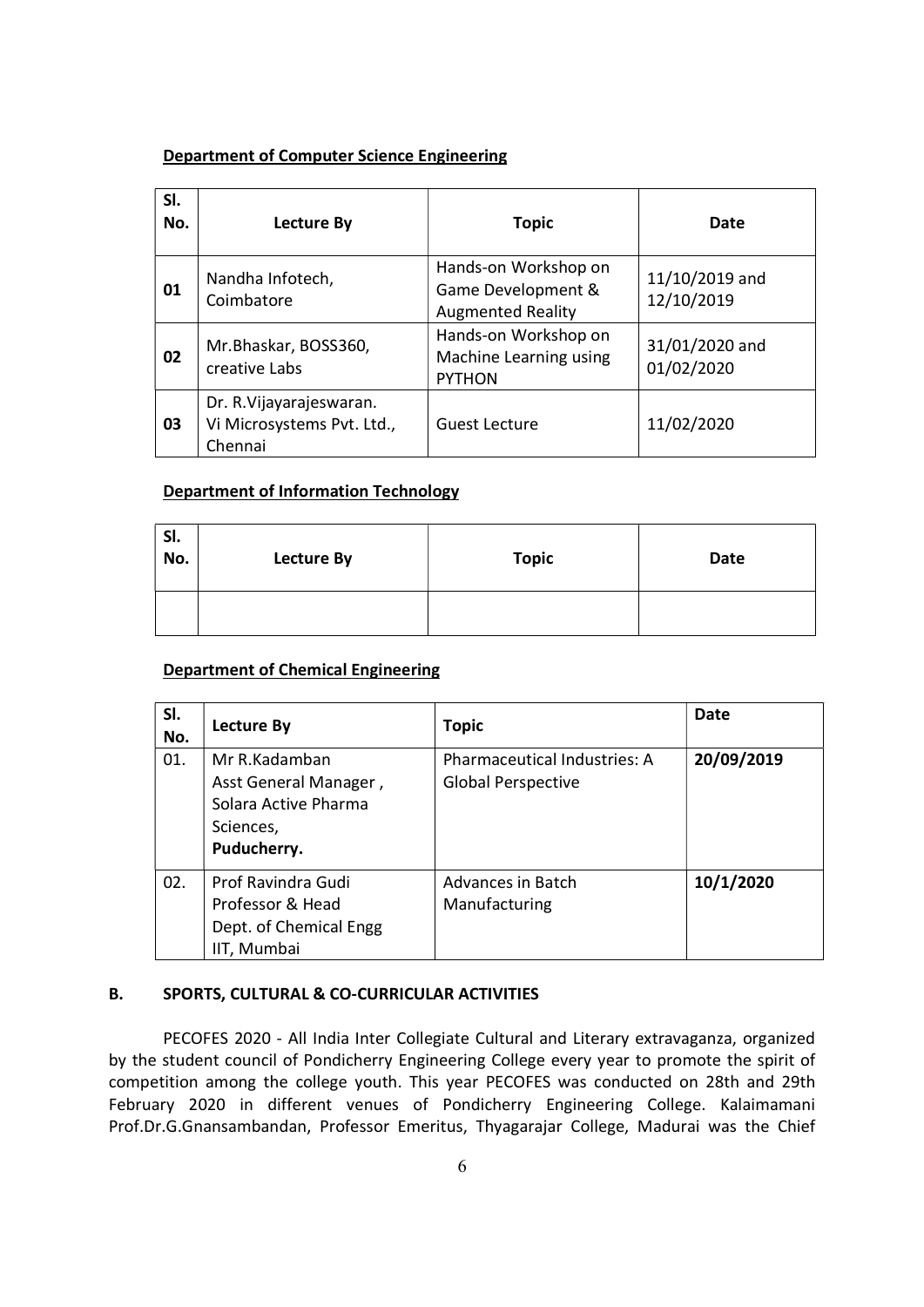**Department of Computer Science Engineering**

| Sl. No. | Lecture By | Topic | Date |
|---|---|---|---|
| 01 | Nandha Infotech, Coimbatore | Hands-on Workshop on Game Development & Augmented Reality | 11/10/2019 and 12/10/2019 |
| 02 | Mr.Bhaskar, BOSS360, creative Labs | Hands-on Workshop on Machine Learning using PYTHON | 31/01/2020 and 01/02/2020 |
| 03 | Dr. R.Vijayarajeswaran. Vi Microsystems Pvt. Ltd., Chennai | Guest Lecture | 11/02/2020 |

**Department of Information Technology**

| Sl. No. | Lecture By | Topic | Date |
|---|---|---|---|
| | | | |

**Department of Chemical Engineering**

| Sl. No. | Lecture By | Topic | Date |
|---|---|---|---|
| 01. | Mr R.Kadamban<br>Asst General Manager ,<br>Solara Active Pharma Sciences,<br>**Puducherry.** | Pharmaceutical Industries: A Global Perspective | **20/09/2019** |
| 02. | Prof Ravindra Gudi<br>Professor & Head<br>Dept. of Chemical Engg<br>IIT, Mumbai | Advances in Batch Manufacturing | **10/1/2020** |

**B. SPORTS, CULTURAL & CO-CURRICULAR ACTIVITIES**

PECOFES 2020 - All India Inter Collegiate Cultural and Literary extravaganza, organized by the student council of Pondicherry Engineering College every year to promote the spirit of competition among the college youth. This year PECOFES was conducted on 28th and 29th February 2020 in different venues of Pondicherry Engineering College. Kalaimamani Prof.Dr.G.Gnansambandan, Professor Emeritus, Thyagarajar College, Madurai was the Chief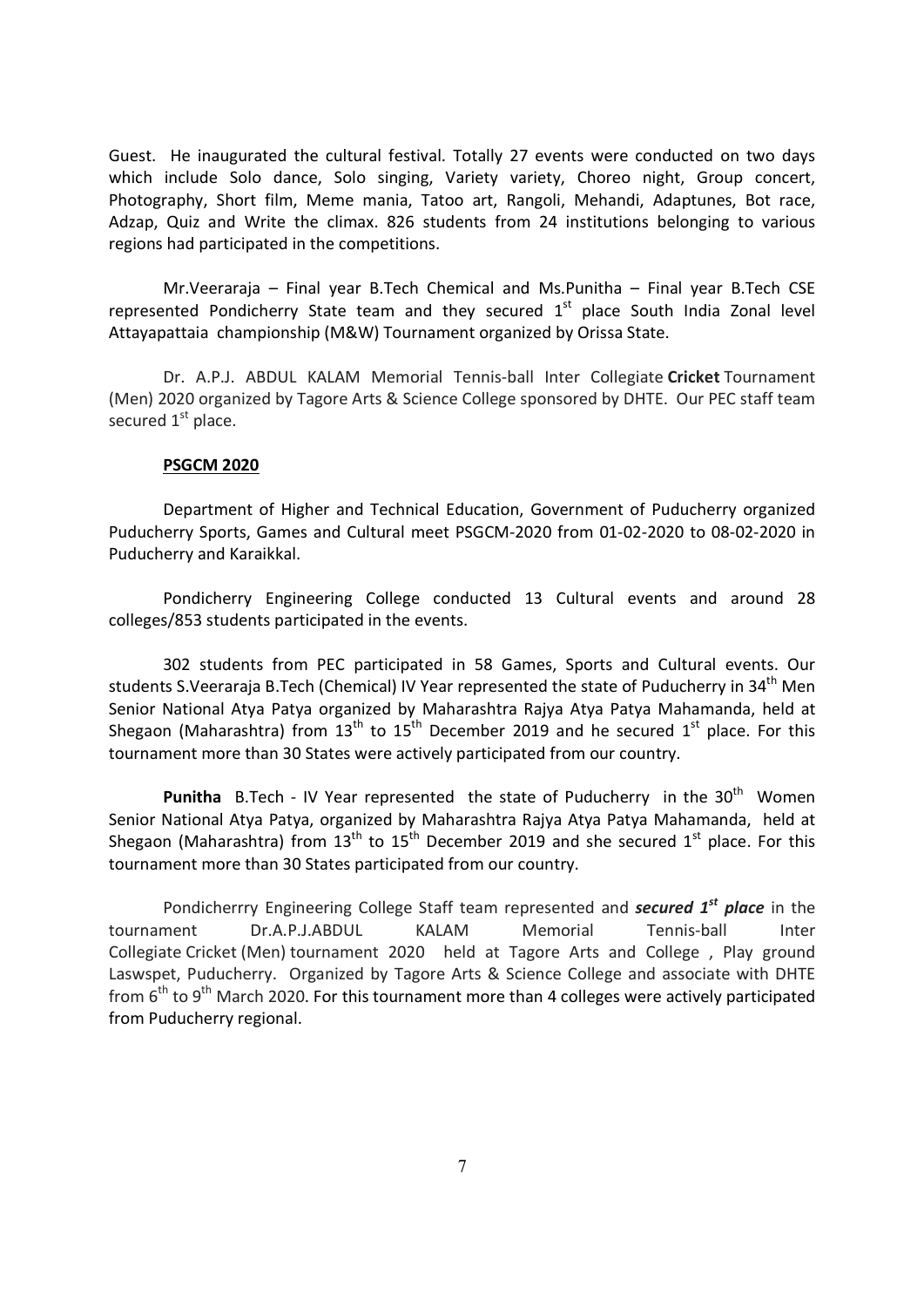Guest. He inaugurated the cultural festival. Totally 27 events were conducted on two days which include Solo dance, Solo singing, Variety variety, Choreo night, Group concert, Photography, Short film, Meme mania, Tatoo art, Rangoli, Mehandi, Adaptunes, Bot race, Adzap, Quiz and Write the climax. 826 students from 24 institutions belonging to various regions had participated in the competitions.

Mr.Veeraraja – Final year B.Tech Chemical and Ms.Punitha – Final year B.Tech CSE represented Pondicherry State team and they secured 1st place South India Zonal level Attayapattaia championship (M&W) Tournament organized by Orissa State.

Dr. A.P.J. ABDUL KALAM Memorial Tennis-ball Inter Collegiate **Cricket** Tournament (Men) 2020 organized by Tagore Arts & Science College sponsored by DHTE. Our PEC staff team secured 1st place.

**PSGCM 2020**

Department of Higher and Technical Education, Government of Puducherry organized Puducherry Sports, Games and Cultural meet PSGCM-2020 from 01-02-2020 to 08-02-2020 in Puducherry and Karaikkal.

Pondicherry Engineering College conducted 13 Cultural events and around 28 colleges/853 students participated in the events.

302 students from PEC participated in 58 Games, Sports and Cultural events. Our students S.Veeraraja B.Tech (Chemical) IV Year represented the state of Puducherry in 34th Men Senior National Atya Patya organized by Maharashtra Rajya Atya Patya Mahamanda, held at Shegaon (Maharashtra) from 13th to 15th December 2019 and he secured 1st place. For this tournament more than 30 States were actively participated from our country.

**Punitha** B.Tech - IV Year represented the state of Puducherry in the 30th Women Senior National Atya Patya, organized by Maharashtra Rajya Atya Patya Mahamanda, held at Shegaon (Maharashtra) from 13th to 15th December 2019 and she secured 1st place. For this tournament more than 30 States participated from our country.

Pondicherrry Engineering College Staff team represented and ***secured 1st place*** in the tournament Dr.A.P.J.ABDUL KALAM Memorial Tennis-ball Inter Collegiate Cricket (Men) tournament 2020 held at Tagore Arts and College , Play ground Laswspet, Puducherry. Organized by Tagore Arts & Science College and associate with DHTE from 6th to 9th March 2020. For this tournament more than 4 colleges were actively participated from Puducherry regional.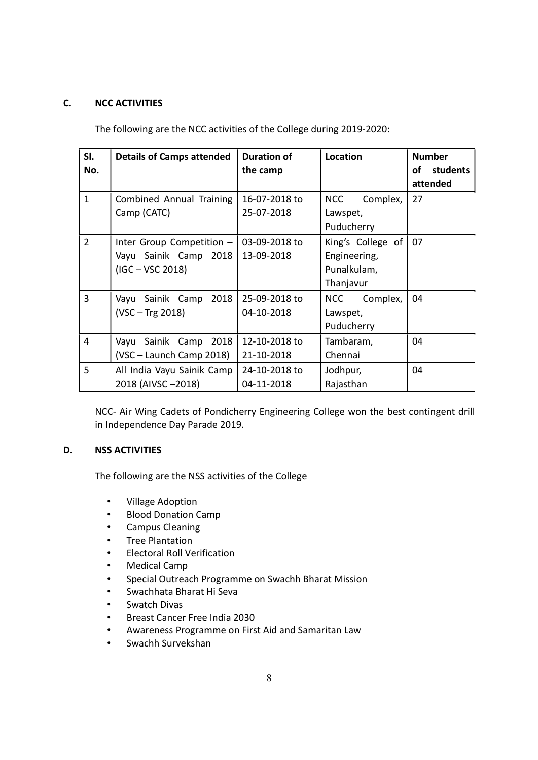### C. NCC ACTIVITIES

The following are the NCC activities of the College during 2019-2020:

| Sl. No. | Details of Camps attended | Duration of the camp | Location | Number of students attended |
|---|---|---|---|---|
| 1 | Combined Annual Training Camp (CATC) | 16-07-2018 to 25-07-2018 | NCC Complex, Lawspet, Puducherry | 27 |
| 2 | Inter Group Competition – Vayu Sainik Camp 2018 (IGC – VSC 2018) | 03-09-2018 to 13-09-2018 | King's College of Engineering, Punalkulam, Thanjavur | 07 |
| 3 | Vayu Sainik Camp 2018 (VSC – Trg 2018) | 25-09-2018 to 04-10-2018 | NCC Complex, Lawspet, Puducherry | 04 |
| 4 | Vayu Sainik Camp 2018 (VSC – Launch Camp 2018) | 12-10-2018 to 21-10-2018 | Tambaram, Chennai | 04 |
| 5 | All India Vayu Sainik Camp 2018 (AIVSC –2018) | 24-10-2018 to 04-11-2018 | Jodhpur, Rajasthan | 04 |

NCC- Air Wing Cadets of Pondicherry Engineering College won the best contingent drill in Independence Day Parade 2019.

### D. NSS ACTIVITIES

The following are the NSS activities of the College

- Village Adoption
- Blood Donation Camp
- Campus Cleaning
- Tree Plantation
- Electoral Roll Verification
- Medical Camp
- Special Outreach Programme on Swachh Bharat Mission
- Swachhata Bharat Hi Seva
- Swatch Divas
- Breast Cancer Free India 2030
- Awareness Programme on First Aid and Samaritan Law
- Swachh Survekshan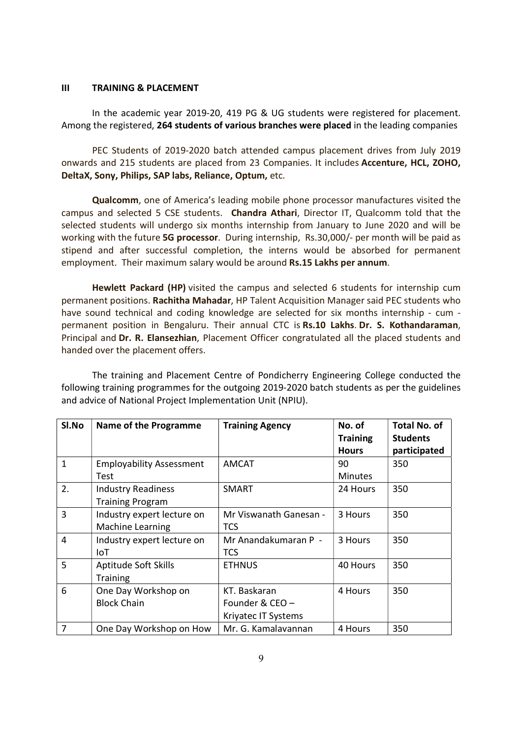## III TRAINING & PLACEMENT

In the academic year 2019-20, 419 PG & UG students were registered for placement. Among the registered, **264 students of various branches were placed** in the leading companies

PEC Students of 2019-2020 batch attended campus placement drives from July 2019 onwards and 215 students are placed from 23 Companies. It includes **Accenture, HCL, ZOHO, DeltaX, Sony, Philips, SAP labs, Reliance, Optum,** etc.

**Qualcomm**, one of America's leading mobile phone processor manufactures visited the campus and selected 5 CSE students. **Chandra Athari**, Director IT, Qualcomm told that the selected students will undergo six months internship from January to June 2020 and will be working with the future **5G processor**. During internship, Rs.30,000/- per month will be paid as stipend and after successful completion, the interns would be absorbed for permanent employment. Their maximum salary would be around **Rs.15 Lakhs per annum**.

**Hewlett Packard (HP)** visited the campus and selected 6 students for internship cum permanent positions. **Rachitha Mahadar**, HP Talent Acquisition Manager said PEC students who have sound technical and coding knowledge are selected for six months internship - cum - permanent position in Bengaluru. Their annual CTC is **Rs.10 Lakhs**. **Dr. S. Kothandaraman**, Principal and **Dr. R. Elansezhian**, Placement Officer congratulated all the placed students and handed over the placement offers.

The training and Placement Centre of Pondicherry Engineering College conducted the following training programmes for the outgoing 2019-2020 batch students as per the guidelines and advice of National Project Implementation Unit (NPIU).

| Sl.No | Name of the Programme | Training Agency | No. of Training Hours | Total No. of Students participated |
|---|---|---|---|---|
| 1 | Employability Assessment Test | AMCAT | 90 Minutes | 350 |
| 2. | Industry Readiness Training Program | SMART | 24 Hours | 350 |
| 3 | Industry expert lecture on Machine Learning | Mr Viswanath Ganesan - TCS | 3 Hours | 350 |
| 4 | Industry expert lecture on IoT | Mr Anandakumaran P - TCS | 3 Hours | 350 |
| 5 | Aptitude Soft Skills Training | ETHNUS | 40 Hours | 350 |
| 6 | One Day Workshop on Block Chain | KT. Baskaran Founder & CEO – Kriyatec IT Systems | 4 Hours | 350 |
| 7 | One Day Workshop on How | Mr. G. Kamalavannan | 4 Hours | 350 |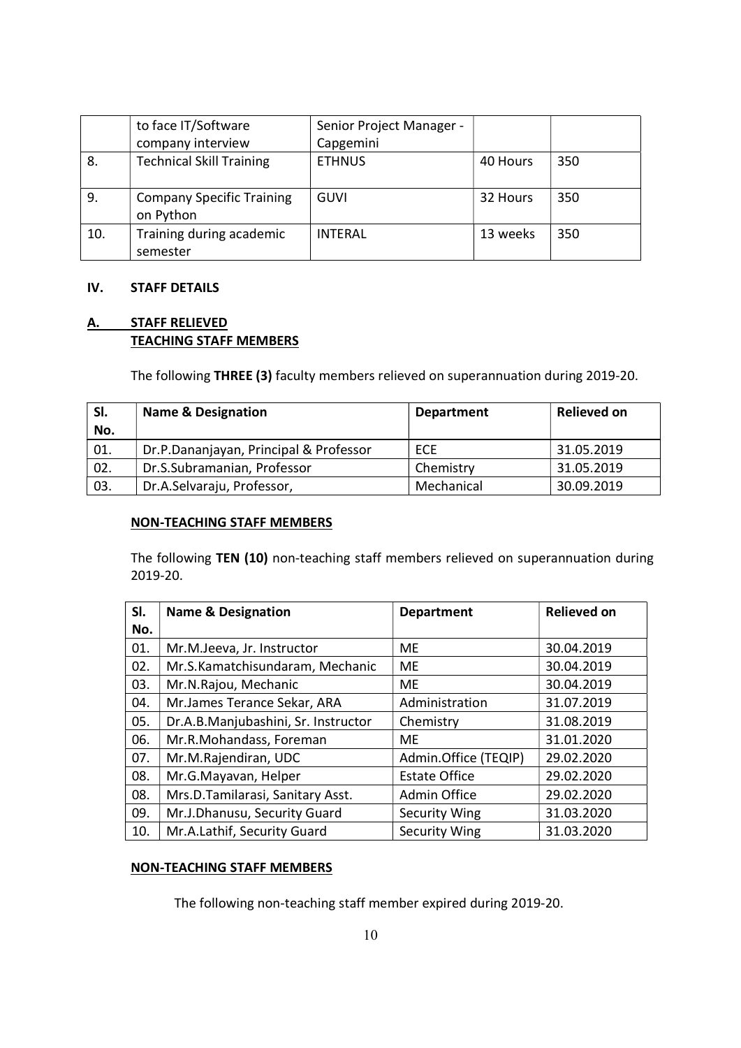|  | to face IT/Software company interview | Senior Project Manager - Capgemini |  |  |
|---|---|---|---|---|
| 8. | Technical Skill Training | ETHNUS | 40 Hours | 350 |
| 9. | Company Specific Training on Python | GUVI | 32 Hours | 350 |
| 10. | Training during academic semester | INTERAL | 13 weeks | 350 |

## IV. STAFF DETAILS

### A. STAFF RELIEVED

**TEACHING STAFF MEMBERS**

The following **THREE (3)** faculty members relieved on superannuation during 2019-20.

| Sl. No. | Name & Designation | Department | Relieved on |
|---|---|---|---|
| 01. | Dr.P.Dananjayan, Principal & Professor | ECE | 31.05.2019 |
| 02. | Dr.S.Subramanian, Professor | Chemistry | 31.05.2019 |
| 03. | Dr.A.Selvaraju, Professor, | Mechanical | 30.09.2019 |

**NON-TEACHING STAFF MEMBERS**

The following **TEN (10)** non-teaching staff members relieved on superannuation during 2019-20.

| Sl. No. | Name & Designation | Department | Relieved on |
|---|---|---|---|
| 01. | Mr.M.Jeeva, Jr. Instructor | ME | 30.04.2019 |
| 02. | Mr.S.Kamatchisundaram, Mechanic | ME | 30.04.2019 |
| 03. | Mr.N.Rajou, Mechanic | ME | 30.04.2019 |
| 04. | Mr.James Terance Sekar, ARA | Administration | 31.07.2019 |
| 05. | Dr.A.B.Manjubashini, Sr. Instructor | Chemistry | 31.08.2019 |
| 06. | Mr.R.Mohandass, Foreman | ME | 31.01.2020 |
| 07. | Mr.M.Rajendiran, UDC | Admin.Office (TEQIP) | 29.02.2020 |
| 08. | Mr.G.Mayavan, Helper | Estate Office | 29.02.2020 |
| 08. | Mrs.D.Tamilarasi, Sanitary Asst. | Admin Office | 29.02.2020 |
| 09. | Mr.J.Dhanusu, Security Guard | Security Wing | 31.03.2020 |
| 10. | Mr.A.Lathif, Security Guard | Security Wing | 31.03.2020 |

**NON-TEACHING STAFF MEMBERS**

The following non-teaching staff member expired during 2019-20.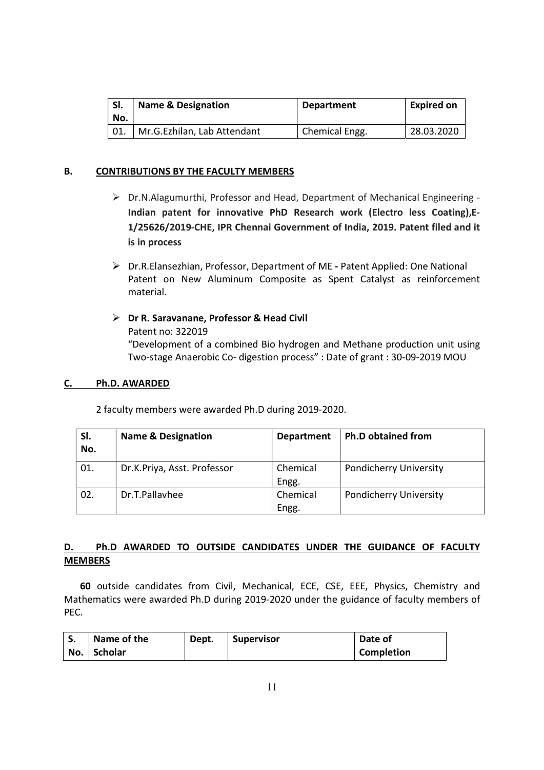| Sl. No. | Name & Designation | Department | Expired on |
|---|---|---|---|
| 01. | Mr.G.Ezhilan, Lab Attendant | Chemical Engg. | 28.03.2020 |

## B. CONTRIBUTIONS BY THE FACULTY MEMBERS

- Dr.N.Alagumurthi, Professor and Head, Department of Mechanical Engineering - **Indian patent for innovative PhD Research work (Electro less Coating),E-1/25626/2019-CHE, IPR Chennai Government of India, 2019. Patent filed and it is in process**

- Dr.R.Elansezhian, Professor, Department of ME **-** Patent Applied: One National Patent on New Aluminum Composite as Spent Catalyst as reinforcement material.

- **Dr R. Saravanane, Professor & Head Civil**
  Patent no: 322019
  "Development of a combined Bio hydrogen and Methane production unit using Two-stage Anaerobic Co- digestion process" : Date of grant : 30-09-2019 MOU

## C. Ph.D. AWARDED

2 faculty members were awarded Ph.D during 2019-2020.

| Sl. No. | Name & Designation | Department | Ph.D obtained from |
|---|---|---|---|
| 01. | Dr.K.Priya, Asst. Professor | Chemical Engg. | Pondicherry University |
| 02. | Dr.T.Pallavhee | Chemical Engg. | Pondicherry University |

## D. Ph.D AWARDED TO OUTSIDE CANDIDATES UNDER THE GUIDANCE OF FACULTY MEMBERS

**60** outside candidates from Civil, Mechanical, ECE, CSE, EEE, Physics, Chemistry and Mathematics were awarded Ph.D during 2019-2020 under the guidance of faculty members of PEC.

| S. No. | Name of the Scholar | Dept. | Supervisor | Date of Completion |
|---|---|---|---|---|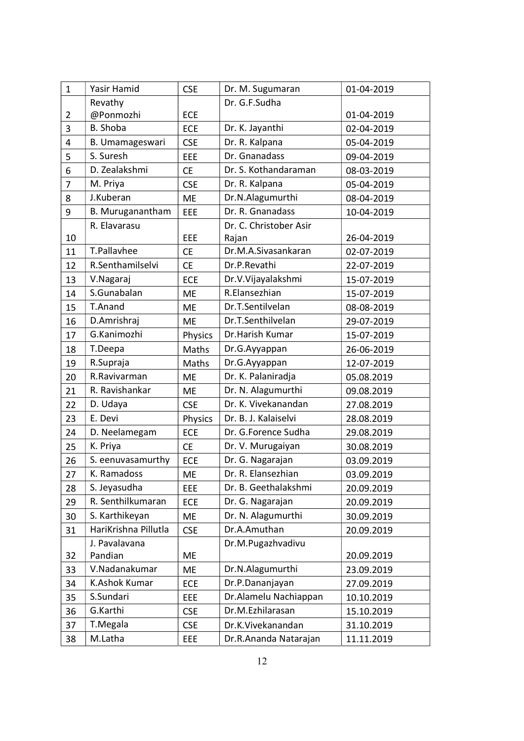| 1 | Yasir Hamid | CSE | Dr. M. Sugumaran | 01-04-2019 |
|---|---|---|---|---|
| 2 | Revathy @Ponmozhi | ECE | Dr. G.F.Sudha | 01-04-2019 |
| 3 | B. Shoba | ECE | Dr. K. Jayanthi | 02-04-2019 |
| 4 | B. Umamageswari | CSE | Dr. R. Kalpana | 05-04-2019 |
| 5 | S. Suresh | EEE | Dr. Gnanadass | 09-04-2019 |
| 6 | D. Zealakshmi | CE | Dr. S. Kothandaraman | 08-03-2019 |
| 7 | M. Priya | CSE | Dr. R. Kalpana | 05-04-2019 |
| 8 | J.Kuberan | ME | Dr.N.Alagumurthi | 08-04-2019 |
| 9 | B. Muruganantham | EEE | Dr. R. Gnanadass | 10-04-2019 |
| 10 | R. Elavarasu | EEE | Dr. C. Christober Asir Rajan | 26-04-2019 |
| 11 | T.Pallavhee | CE | Dr.M.A.Sivasankaran | 02-07-2019 |
| 12 | R.Senthamilselvi | CE | Dr.P.Revathi | 22-07-2019 |
| 13 | V.Nagaraj | ECE | Dr.V.Vijayalakshmi | 15-07-2019 |
| 14 | S.Gunabalan | ME | R.Elansezhian | 15-07-2019 |
| 15 | T.Anand | ME | Dr.T.Sentilvelan | 08-08-2019 |
| 16 | D.Amrishraj | ME | Dr.T.Senthilvelan | 29-07-2019 |
| 17 | G.Kanimozhi | Physics | Dr.Harish Kumar | 15-07-2019 |
| 18 | T.Deepa | Maths | Dr.G.Ayyappan | 26-06-2019 |
| 19 | R.Supraja | Maths | Dr.G.Ayyappan | 12-07-2019 |
| 20 | R.Ravivarman | ME | Dr. K. Palaniradja | 05.08.2019 |
| 21 | R. Ravishankar | ME | Dr. N. Alagumurthi | 09.08.2019 |
| 22 | D. Udaya | CSE | Dr. K. Vivekanandan | 27.08.2019 |
| 23 | E. Devi | Physics | Dr. B. J. Kalaiselvi | 28.08.2019 |
| 24 | D. Neelamegam | ECE | Dr. G.Forence Sudha | 29.08.2019 |
| 25 | K. Priya | CE | Dr. V. Murugaiyan | 30.08.2019 |
| 26 | S. eenuvasamurthy | ECE | Dr. G. Nagarajan | 03.09.2019 |
| 27 | K. Ramadoss | ME | Dr. R. Elansezhian | 03.09.2019 |
| 28 | S. Jeyasudha | EEE | Dr. B. Geethalakshmi | 20.09.2019 |
| 29 | R. Senthilkumaran | ECE | Dr. G. Nagarajan | 20.09.2019 |
| 30 | S. Karthikeyan | ME | Dr. N. Alagumurthi | 30.09.2019 |
| 31 | HariKrishna Pillutla | CSE | Dr.A.Amuthan | 20.09.2019 |
| 32 | J. Pavalavana Pandian | ME | Dr.M.Pugazhvadivu | 20.09.2019 |
| 33 | V.Nadanakumar | ME | Dr.N.Alagumurthi | 23.09.2019 |
| 34 | K.Ashok Kumar | ECE | Dr.P.Dananjayan | 27.09.2019 |
| 35 | S.Sundari | EEE | Dr.Alamelu Nachiappan | 10.10.2019 |
| 36 | G.Karthi | CSE | Dr.M.Ezhilarasan | 15.10.2019 |
| 37 | T.Megala | CSE | Dr.K.Vivekanandan | 31.10.2019 |
| 38 | M.Latha | EEE | Dr.R.Ananda Natarajan | 11.11.2019 |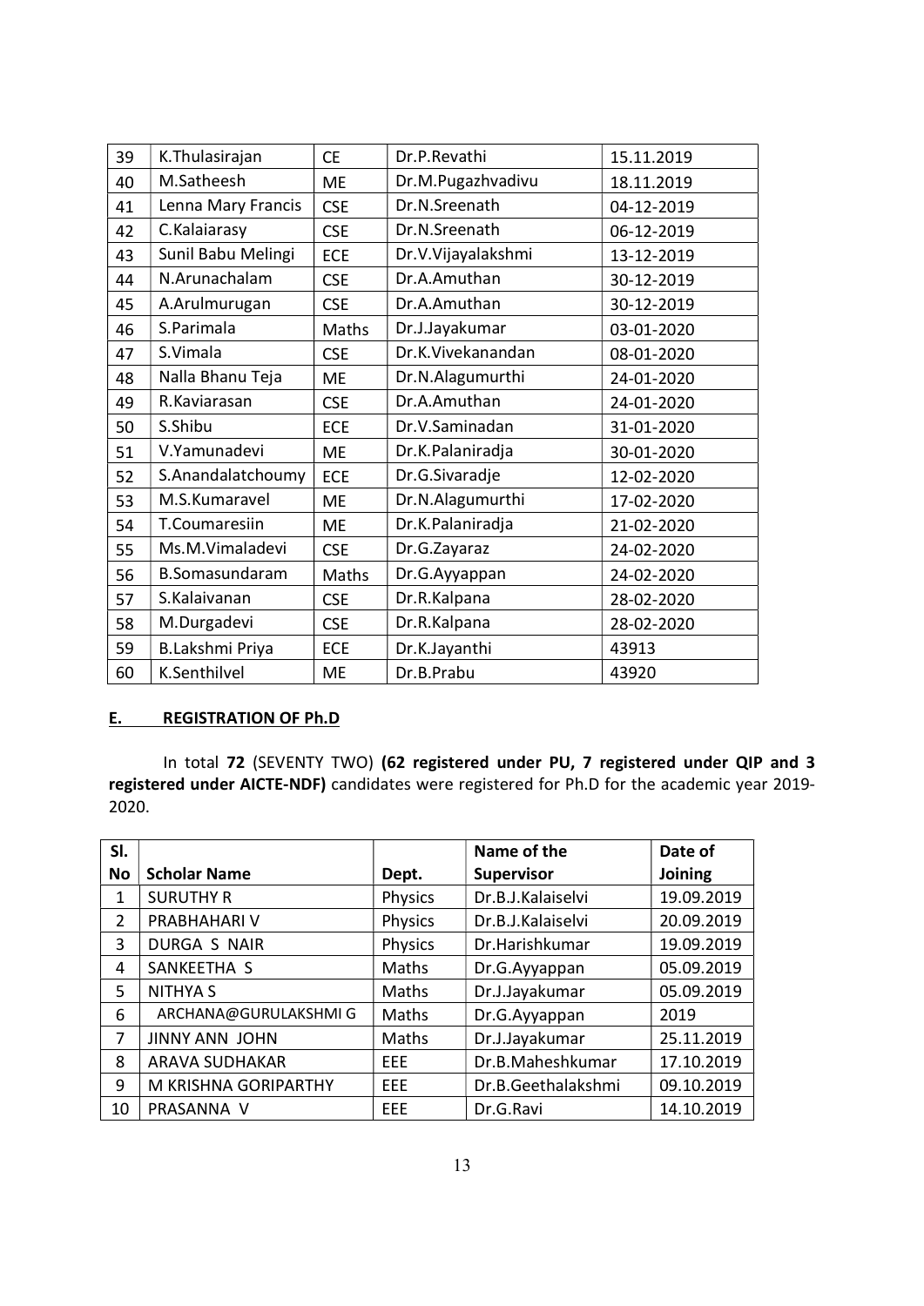| 39 | K.Thulasirajan | CE | Dr.P.Revathi | 15.11.2019 |
|---|---|---|---|---|
| 40 | M.Satheesh | ME | Dr.M.Pugazhvadivu | 18.11.2019 |
| 41 | Lenna Mary Francis | CSE | Dr.N.Sreenath | 04-12-2019 |
| 42 | C.Kalaiarasy | CSE | Dr.N.Sreenath | 06-12-2019 |
| 43 | Sunil Babu Melingi | ECE | Dr.V.Vijayalakshmi | 13-12-2019 |
| 44 | N.Arunachalam | CSE | Dr.A.Amuthan | 30-12-2019 |
| 45 | A.Arulmurugan | CSE | Dr.A.Amuthan | 30-12-2019 |
| 46 | S.Parimala | Maths | Dr.J.Jayakumar | 03-01-2020 |
| 47 | S.Vimala | CSE | Dr.K.Vivekanandan | 08-01-2020 |
| 48 | Nalla Bhanu Teja | ME | Dr.N.Alagumurthi | 24-01-2020 |
| 49 | R.Kaviarasan | CSE | Dr.A.Amuthan | 24-01-2020 |
| 50 | S.Shibu | ECE | Dr.V.Saminadan | 31-01-2020 |
| 51 | V.Yamunadevi | ME | Dr.K.Palaniradja | 30-01-2020 |
| 52 | S.Anandalatchoumy | ECE | Dr.G.Sivaradje | 12-02-2020 |
| 53 | M.S.Kumaravel | ME | Dr.N.Alagumurthi | 17-02-2020 |
| 54 | T.Coumaresiin | ME | Dr.K.Palaniradja | 21-02-2020 |
| 55 | Ms.M.Vimaladevi | CSE | Dr.G.Zayaraz | 24-02-2020 |
| 56 | B.Somasundaram | Maths | Dr.G.Ayyappan | 24-02-2020 |
| 57 | S.Kalaivanan | CSE | Dr.R.Kalpana | 28-02-2020 |
| 58 | M.Durgadevi | CSE | Dr.R.Kalpana | 28-02-2020 |
| 59 | B.Lakshmi Priya | ECE | Dr.K.Jayanthi | 43913 |
| 60 | K.Senthilvel | ME | Dr.B.Prabu | 43920 |

## E. REGISTRATION OF Ph.D

In total **72** (SEVENTY TWO) **(62 registered under PU, 7 registered under QIP and 3 registered under AICTE-NDF)** candidates were registered for Ph.D for the academic year 2019-2020.

| Sl. No | Scholar Name | Dept. | Name of the Supervisor | Date of Joining |
|---|---|---|---|---|
| 1 | SURUTHY R | Physics | Dr.B.J.Kalaiselvi | 19.09.2019 |
| 2 | PRABHAHARI V | Physics | Dr.B.J.Kalaiselvi | 20.09.2019 |
| 3 | DURGA S NAIR | Physics | Dr.Harishkumar | 19.09.2019 |
| 4 | SANKEETHA S | Maths | Dr.G.Ayyappan | 05.09.2019 |
| 5 | NITHYA S | Maths | Dr.J.Jayakumar | 05.09.2019 |
| 6 | ARCHANA@GURULAKSHMI G | Maths | Dr.G.Ayyappan | 2019 |
| 7 | JINNY ANN JOHN | Maths | Dr.J.Jayakumar | 25.11.2019 |
| 8 | ARAVA SUDHAKAR | EEE | Dr.B.Maheshkumar | 17.10.2019 |
| 9 | M KRISHNA GORIPARTHY | EEE | Dr.B.Geethalakshmi | 09.10.2019 |
| 10 | PRASANNA V | EEE | Dr.G.Ravi | 14.10.2019 |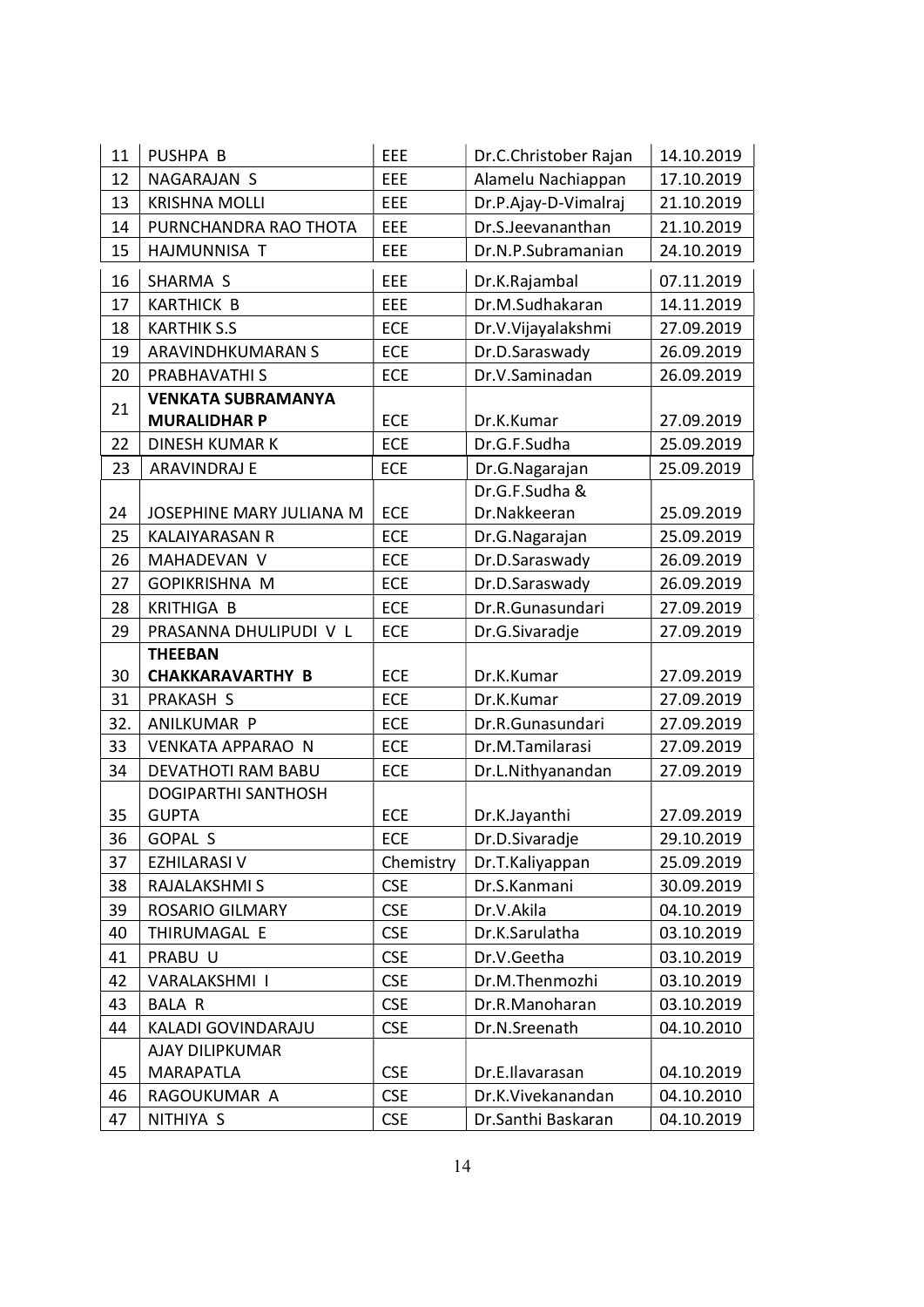| 11 | PUSHPA B | EEE | Dr.C.Christober Rajan | 14.10.2019 |
|---|---|---|---|---|
| 12 | NAGARAJAN S | EEE | Alamelu Nachiappan | 17.10.2019 |
| 13 | KRISHNA MOLLI | EEE | Dr.P.Ajay-D-Vimalraj | 21.10.2019 |
| 14 | PURNCHANDRA RAO THOTA | EEE | Dr.S.Jeevananthan | 21.10.2019 |
| 15 | HAJMUNNISA T | EEE | Dr.N.P.Subramanian | 24.10.2019 |
| 16 | SHARMA S | EEE | Dr.K.Rajambal | 07.11.2019 |
| 17 | KARTHICK B | EEE | Dr.M.Sudhakaran | 14.11.2019 |
| 18 | KARTHIK S.S | ECE | Dr.V.Vijayalakshmi | 27.09.2019 |
| 19 | ARAVINDHKUMARAN S | ECE | Dr.D.Saraswady | 26.09.2019 |
| 20 | PRABHAVATHI S | ECE | Dr.V.Saminadan | 26.09.2019 |
| 21 | **VENKATA SUBRAMANYA MURALIDHAR P** | ECE | Dr.K.Kumar | 27.09.2019 |
| 22 | DINESH KUMAR K | ECE | Dr.G.F.Sudha | 25.09.2019 |
| 23 | ARAVINDRAJ E | ECE | Dr.G.Nagarajan | 25.09.2019 |
| 24 | JOSEPHINE MARY JULIANA M | ECE | Dr.G.F.Sudha & Dr.Nakkeeran | 25.09.2019 |
| 25 | KALAIYARASAN R | ECE | Dr.G.Nagarajan | 25.09.2019 |
| 26 | MAHADEVAN V | ECE | Dr.D.Saraswady | 26.09.2019 |
| 27 | GOPIKRISHNA M | ECE | Dr.D.Saraswady | 26.09.2019 |
| 28 | KRITHIGA B | ECE | Dr.R.Gunasundari | 27.09.2019 |
| 29 | PRASANNA DHULIPUDI V L | ECE | Dr.G.Sivaradje | 27.09.2019 |
| 30 | **THEEBAN CHAKKARAVARTHY B** | ECE | Dr.K.Kumar | 27.09.2019 |
| 31 | PRAKASH S | ECE | Dr.K.Kumar | 27.09.2019 |
| 32. | ANILKUMAR P | ECE | Dr.R.Gunasundari | 27.09.2019 |
| 33 | VENKATA APPARAO N | ECE | Dr.M.Tamilarasi | 27.09.2019 |
| 34 | DEVATHOTI RAM BABU | ECE | Dr.L.Nithyanandan | 27.09.2019 |
| 35 | DOGIPARTHI SANTHOSH GUPTA | ECE | Dr.K.Jayanthi | 27.09.2019 |
| 36 | GOPAL S | ECE | Dr.D.Sivaradje | 29.10.2019 |
| 37 | EZHILARASI V | Chemistry | Dr.T.Kaliyappan | 25.09.2019 |
| 38 | RAJALAKSHMI S | CSE | Dr.S.Kanmani | 30.09.2019 |
| 39 | ROSARIO GILMARY | CSE | Dr.V.Akila | 04.10.2019 |
| 40 | THIRUMAGAL E | CSE | Dr.K.Sarulatha | 03.10.2019 |
| 41 | PRABU U | CSE | Dr.V.Geetha | 03.10.2019 |
| 42 | VARALAKSHMI I | CSE | Dr.M.Thenmozhi | 03.10.2019 |
| 43 | BALA R | CSE | Dr.R.Manoharan | 03.10.2019 |
| 44 | KALADI GOVINDARAJU | CSE | Dr.N.Sreenath | 04.10.2010 |
| 45 | AJAY DILIPKUMAR MARAPATLA | CSE | Dr.E.Ilavarasan | 04.10.2019 |
| 46 | RAGOUKUMAR A | CSE | Dr.K.Vivekanandan | 04.10.2010 |
| 47 | NITHIYA S | CSE | Dr.Santhi Baskaran | 04.10.2019 |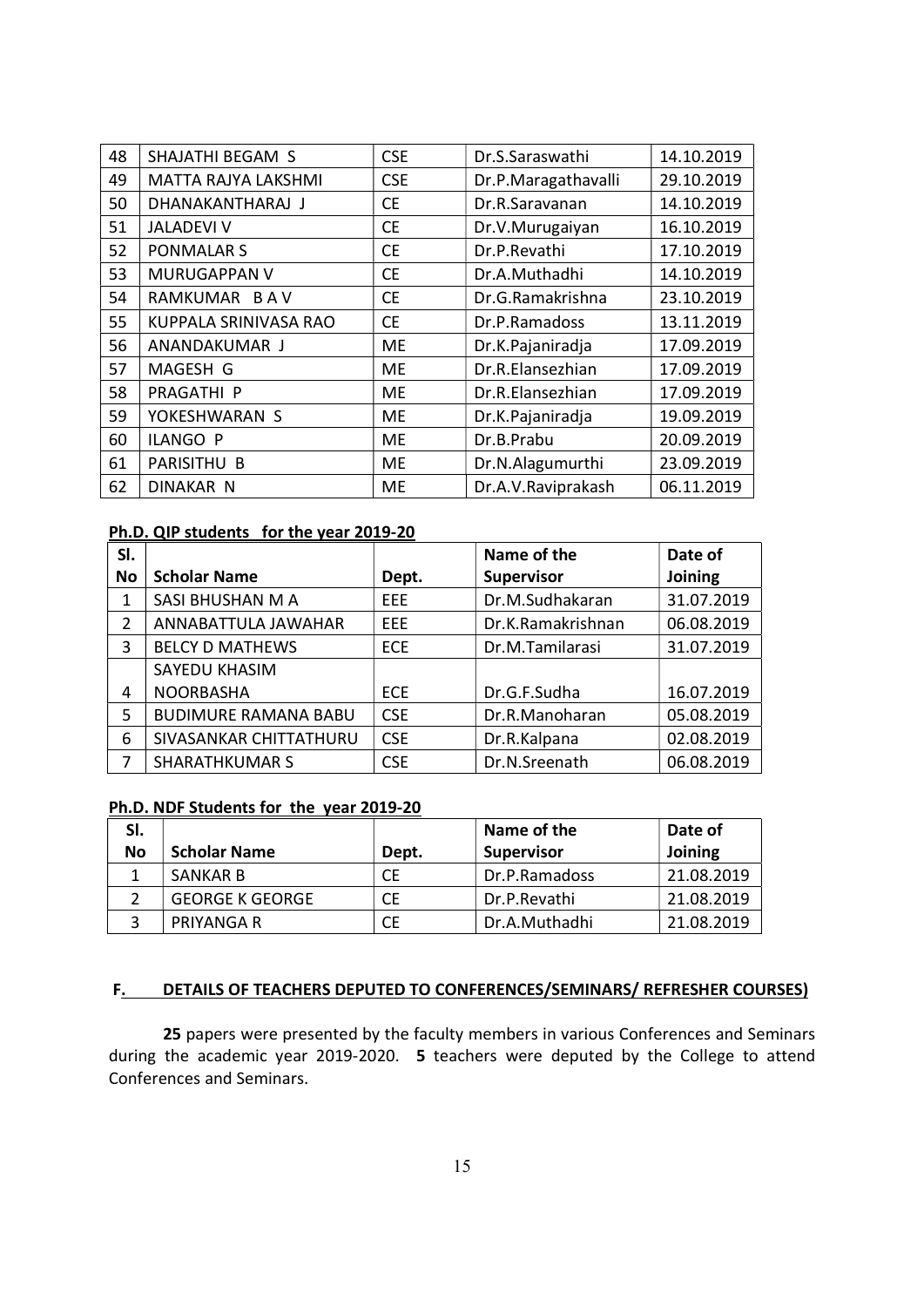| | | | | |
|---|---|---|---|---|
| 48 | SHAJATHI BEGAM S | CSE | Dr.S.Saraswathi | 14.10.2019 |
| 49 | MATTA RAJYA LAKSHMI | CSE | Dr.P.Maragathavalli | 29.10.2019 |
| 50 | DHANAKANTHARAJ J | CE | Dr.R.Saravanan | 14.10.2019 |
| 51 | JALADEVI V | CE | Dr.V.Murugaiyan | 16.10.2019 |
| 52 | PONMALAR S | CE | Dr.P.Revathi | 17.10.2019 |
| 53 | MURUGAPPAN V | CE | Dr.A.Muthadhi | 14.10.2019 |
| 54 | RAMKUMAR B A V | CE | Dr.G.Ramakrishna | 23.10.2019 |
| 55 | KUPPALA SRINIVASA RAO | CE | Dr.P.Ramadoss | 13.11.2019 |
| 56 | ANANDAKUMAR J | ME | Dr.K.Pajaniradja | 17.09.2019 |
| 57 | MAGESH G | ME | Dr.R.Elansezhian | 17.09.2019 |
| 58 | PRAGATHI P | ME | Dr.R.Elansezhian | 17.09.2019 |
| 59 | YOKESHWARAN S | ME | Dr.K.Pajaniradja | 19.09.2019 |
| 60 | ILANGO P | ME | Dr.B.Prabu | 20.09.2019 |
| 61 | PARISITHU B | ME | Dr.N.Alagumurthi | 23.09.2019 |
| 62 | DINAKAR N | ME | Dr.A.V.Raviprakash | 06.11.2019 |

**Ph.D. QIP students for the year 2019-20**

| Sl. No | Scholar Name | Dept. | Name of the Supervisor | Date of Joining |
|---|---|---|---|---|
| 1 | SASI BHUSHAN M A | EEE | Dr.M.Sudhakaran | 31.07.2019 |
| 2 | ANNABATTULA JAWAHAR | EEE | Dr.K.Ramakrishnan | 06.08.2019 |
| 3 | BELCY D MATHEWS | ECE | Dr.M.Tamilarasi | 31.07.2019 |
| 4 | SAYEDU KHASIM NOORBASHA | ECE | Dr.G.F.Sudha | 16.07.2019 |
| 5 | BUDIMURE RAMANA BABU | CSE | Dr.R.Manoharan | 05.08.2019 |
| 6 | SIVASANKAR CHITTATHURU | CSE | Dr.R.Kalpana | 02.08.2019 |
| 7 | SHARATHKUMAR S | CSE | Dr.N.Sreenath | 06.08.2019 |

**Ph.D. NDF Students for the year 2019-20**

| Sl. No | Scholar Name | Dept. | Name of the Supervisor | Date of Joining |
|---|---|---|---|---|
| 1 | SANKAR B | CE | Dr.P.Ramadoss | 21.08.2019 |
| 2 | GEORGE K GEORGE | CE | Dr.P.Revathi | 21.08.2019 |
| 3 | PRIYANGA R | CE | Dr.A.Muthadhi | 21.08.2019 |

## F. DETAILS OF TEACHERS DEPUTED TO CONFERENCES/SEMINARS/ REFRESHER COURSES)

**25** papers were presented by the faculty members in various Conferences and Seminars during the academic year 2019-2020. **5** teachers were deputed by the College to attend Conferences and Seminars.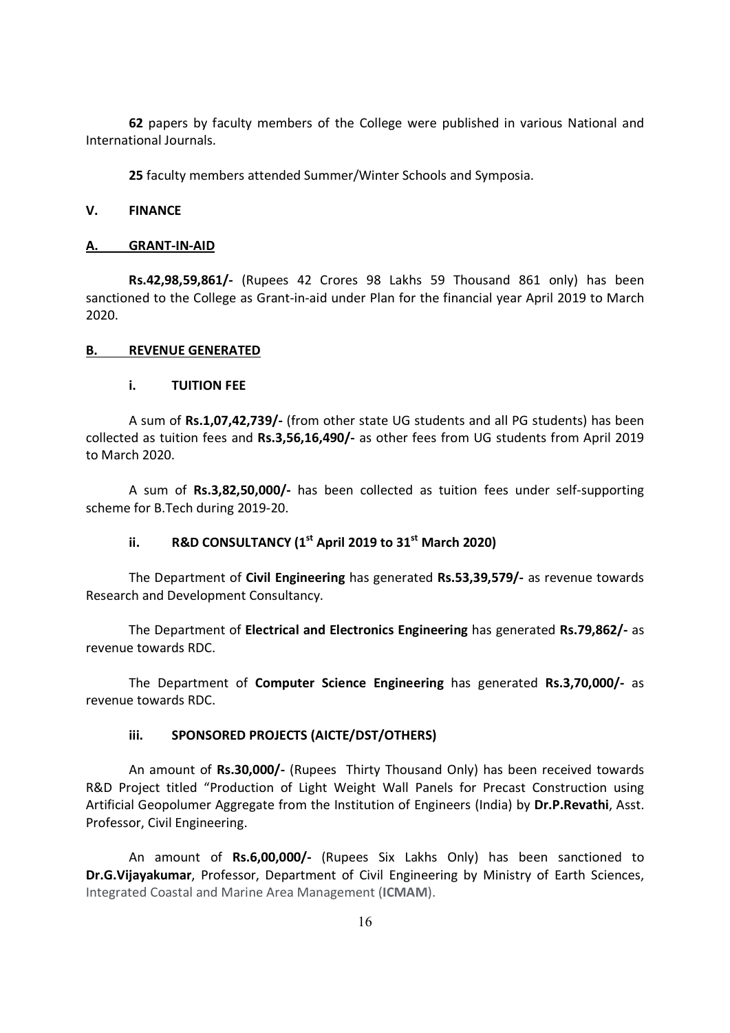**62** papers by faculty members of the College were published in various National and International Journals.

**25** faculty members attended Summer/Winter Schools and Symposia.

## V. FINANCE

### A. GRANT-IN-AID

**Rs.42,98,59,861/-** (Rupees 42 Crores 98 Lakhs 59 Thousand 861 only) has been sanctioned to the College as Grant-in-aid under Plan for the financial year April 2019 to March 2020.

### B. REVENUE GENERATED

#### i. TUITION FEE

A sum of **Rs.1,07,42,739/-** (from other state UG students and all PG students) has been collected as tuition fees and **Rs.3,56,16,490/-** as other fees from UG students from April 2019 to March 2020.

A sum of **Rs.3,82,50,000/-** has been collected as tuition fees under self-supporting scheme for B.Tech during 2019-20.

#### ii. R&D CONSULTANCY (1st April 2019 to 31st March 2020)

The Department of **Civil Engineering** has generated **Rs.53,39,579/-** as revenue towards Research and Development Consultancy.

The Department of **Electrical and Electronics Engineering** has generated **Rs.79,862/-** as revenue towards RDC.

The Department of **Computer Science Engineering** has generated **Rs.3,70,000/-** as revenue towards RDC.

#### iii. SPONSORED PROJECTS (AICTE/DST/OTHERS)

An amount of **Rs.30,000/-** (Rupees Thirty Thousand Only) has been received towards R&D Project titled "Production of Light Weight Wall Panels for Precast Construction using Artificial Geopolumer Aggregate from the Institution of Engineers (India) by **Dr.P.Revathi**, Asst. Professor, Civil Engineering.

An amount of **Rs.6,00,000/-** (Rupees Six Lakhs Only) has been sanctioned to **Dr.G.Vijayakumar**, Professor, Department of Civil Engineering by Ministry of Earth Sciences, Integrated Coastal and Marine Area Management (**ICMAM**).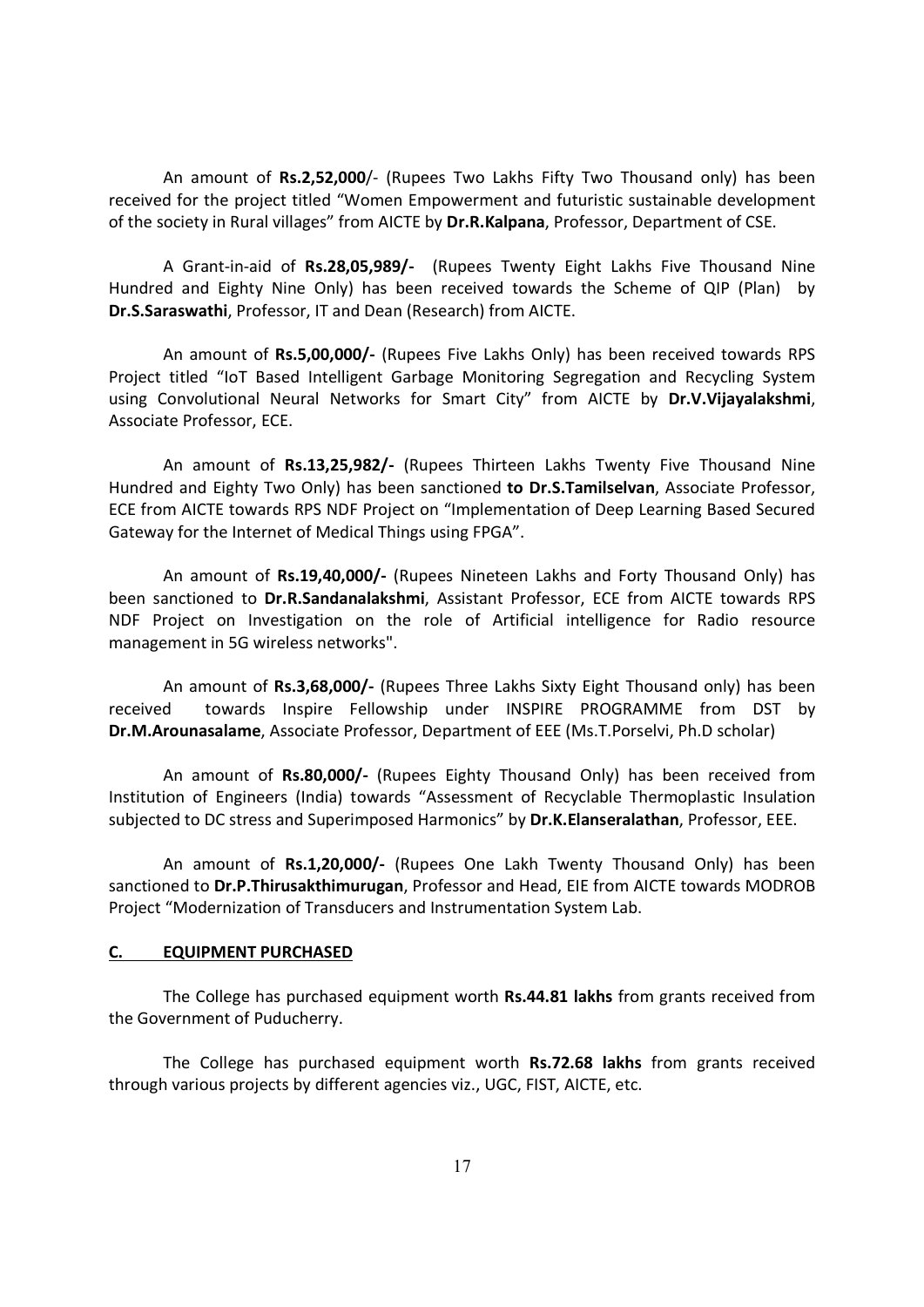An amount of **Rs.2,52,000**/- (Rupees Two Lakhs Fifty Two Thousand only) has been received for the project titled "Women Empowerment and futuristic sustainable development of the society in Rural villages" from AICTE by **Dr.R.Kalpana**, Professor, Department of CSE.

A Grant-in-aid of **Rs.28,05,989/-** (Rupees Twenty Eight Lakhs Five Thousand Nine Hundred and Eighty Nine Only) has been received towards the Scheme of QIP (Plan) by **Dr.S.Saraswathi**, Professor, IT and Dean (Research) from AICTE.

An amount of **Rs.5,00,000/-** (Rupees Five Lakhs Only) has been received towards RPS Project titled "IoT Based Intelligent Garbage Monitoring Segregation and Recycling System using Convolutional Neural Networks for Smart City" from AICTE by **Dr.V.Vijayalakshmi**, Associate Professor, ECE.

An amount of **Rs.13,25,982/-** (Rupees Thirteen Lakhs Twenty Five Thousand Nine Hundred and Eighty Two Only) has been sanctioned **to Dr.S.Tamilselvan**, Associate Professor, ECE from AICTE towards RPS NDF Project on "Implementation of Deep Learning Based Secured Gateway for the Internet of Medical Things using FPGA".

An amount of **Rs.19,40,000/-** (Rupees Nineteen Lakhs and Forty Thousand Only) has been sanctioned to **Dr.R.Sandanalakshmi**, Assistant Professor, ECE from AICTE towards RPS NDF Project on Investigation on the role of Artificial intelligence for Radio resource management in 5G wireless networks".

An amount of **Rs.3,68,000/-** (Rupees Three Lakhs Sixty Eight Thousand only) has been received towards Inspire Fellowship under INSPIRE PROGRAMME from DST by **Dr.M.Arounasalame**, Associate Professor, Department of EEE (Ms.T.Porselvi, Ph.D scholar)

An amount of **Rs.80,000/-** (Rupees Eighty Thousand Only) has been received from Institution of Engineers (India) towards "Assessment of Recyclable Thermoplastic Insulation subjected to DC stress and Superimposed Harmonics" by **Dr.K.Elanseralathan**, Professor, EEE.

An amount of **Rs.1,20,000/-** (Rupees One Lakh Twenty Thousand Only) has been sanctioned to **Dr.P.Thirusakthimurugan**, Professor and Head, EIE from AICTE towards MODROB Project "Modernization of Transducers and Instrumentation System Lab.

## C. EQUIPMENT PURCHASED

The College has purchased equipment worth **Rs.44.81 lakhs** from grants received from the Government of Puducherry.

The College has purchased equipment worth **Rs.72.68 lakhs** from grants received through various projects by different agencies viz., UGC, FIST, AICTE, etc.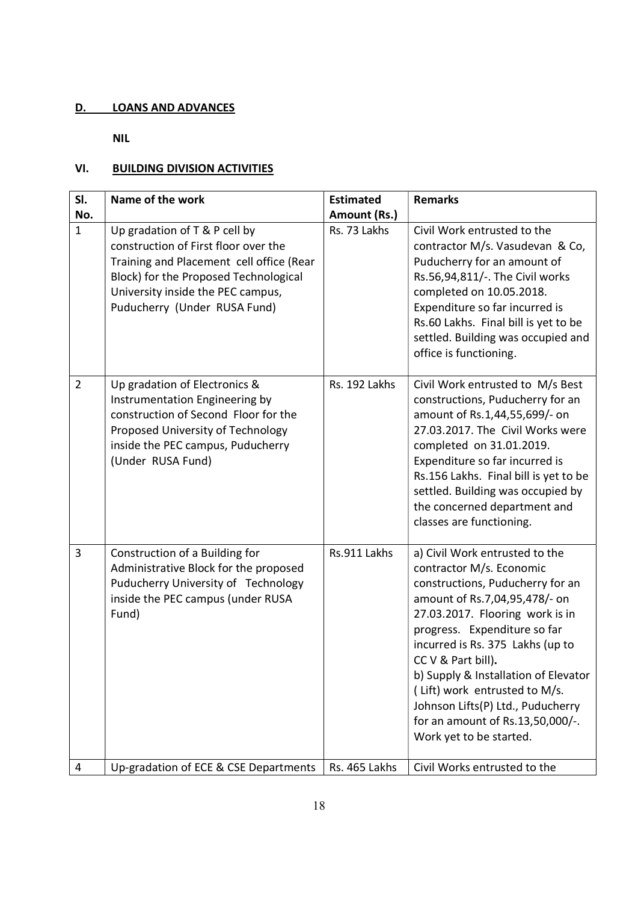## D. LOANS AND ADVANCES

**NIL**

## VI. BUILDING DIVISION ACTIVITIES

| Sl. No. | Name of the work | Estimated Amount (Rs.) | Remarks |
|---|---|---|---|
| 1 | Up gradation of T & P cell by construction of First floor over the Training and Placement cell office (Rear Block) for the Proposed Technological University inside the PEC campus, Puducherry (Under RUSA Fund) | Rs. 73 Lakhs | Civil Work entrusted to the contractor M/s. Vasudevan & Co, Puducherry for an amount of Rs.56,94,811/-. The Civil works completed on 10.05.2018. Expenditure so far incurred is Rs.60 Lakhs. Final bill is yet to be settled. Building was occupied and office is functioning. |
| 2 | Up gradation of Electronics & Instrumentation Engineering by construction of Second Floor for the Proposed University of Technology inside the PEC campus, Puducherry (Under RUSA Fund) | Rs. 192 Lakhs | Civil Work entrusted to M/s Best constructions, Puducherry for an amount of Rs.1,44,55,699/- on 27.03.2017. The Civil Works were completed on 31.01.2019. Expenditure so far incurred is Rs.156 Lakhs. Final bill is yet to be settled. Building was occupied by the concerned department and classes are functioning. |
| 3 | Construction of a Building for Administrative Block for the proposed Puducherry University of Technology inside the PEC campus (under RUSA Fund) | Rs.911 Lakhs | a) Civil Work entrusted to the contractor M/s. Economic constructions, Puducherry for an amount of Rs.7,04,95,478/- on 27.03.2017. Flooring work is in progress. Expenditure so far incurred is Rs. 375 Lakhs (up to CC V & Part bill). b) Supply & Installation of Elevator ( Lift) work entrusted to M/s. Johnson Lifts(P) Ltd., Puducherry for an amount of Rs.13,50,000/-. Work yet to be started. |
| 4 | Up-gradation of ECE & CSE Departments | Rs. 465 Lakhs | Civil Works entrusted to the |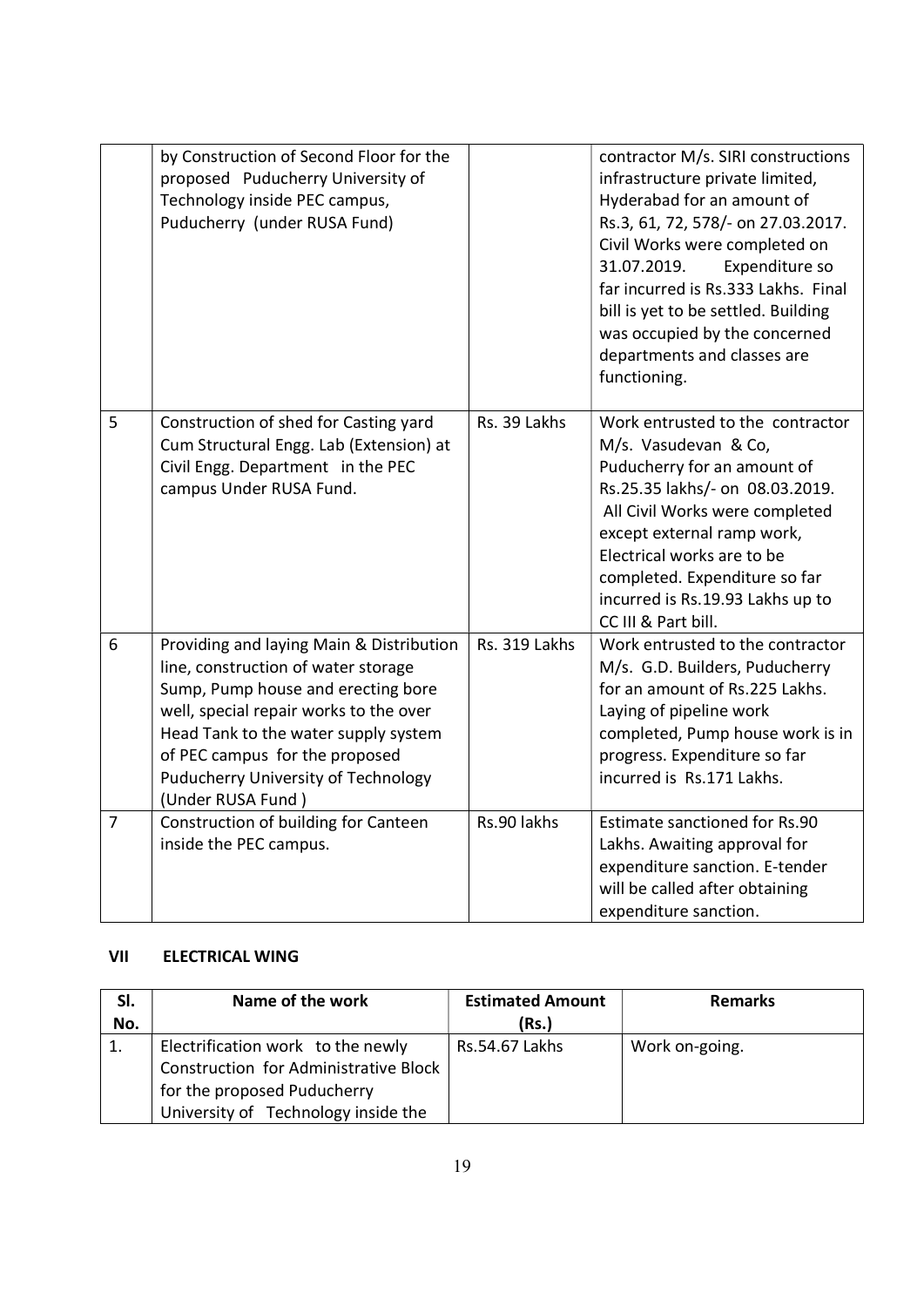|  | by Construction of Second Floor for the proposed Puducherry University of Technology inside PEC campus, Puducherry (under RUSA Fund) |  | contractor M/s. SIRI constructions infrastructure private limited, Hyderabad for an amount of Rs.3, 61, 72, 578/- on 27.03.2017. Civil Works were completed on 31.07.2019. Expenditure so far incurred is Rs.333 Lakhs. Final bill is yet to be settled. Building was occupied by the concerned departments and classes are functioning. |
|---|---|---|---|
| 5 | Construction of shed for Casting yard Cum Structural Engg. Lab (Extension) at Civil Engg. Department in the PEC campus Under RUSA Fund. | Rs. 39 Lakhs | Work entrusted to the contractor M/s. Vasudevan & Co, Puducherry for an amount of Rs.25.35 lakhs/- on 08.03.2019. All Civil Works were completed except external ramp work, Electrical works are to be completed. Expenditure so far incurred is Rs.19.93 Lakhs up to CC III & Part bill. |
| 6 | Providing and laying Main & Distribution line, construction of water storage Sump, Pump house and erecting bore well, special repair works to the over Head Tank to the water supply system of PEC campus for the proposed Puducherry University of Technology (Under RUSA Fund ) | Rs. 319 Lakhs | Work entrusted to the contractor M/s. G.D. Builders, Puducherry for an amount of Rs.225 Lakhs. Laying of pipeline work completed, Pump house work is in progress. Expenditure so far incurred is Rs.171 Lakhs. |
| 7 | Construction of building for Canteen inside the PEC campus. | Rs.90 lakhs | Estimate sanctioned for Rs.90 Lakhs. Awaiting approval for expenditure sanction. E-tender will be called after obtaining expenditure sanction. |

### VII ELECTRICAL WING

| Sl. No. | Name of the work | Estimated Amount (Rs.) | Remarks |
|---|---|---|---|
| 1. | Electrification work to the newly Construction for Administrative Block for the proposed Puducherry University of Technology inside the | Rs.54.67 Lakhs | Work on-going. |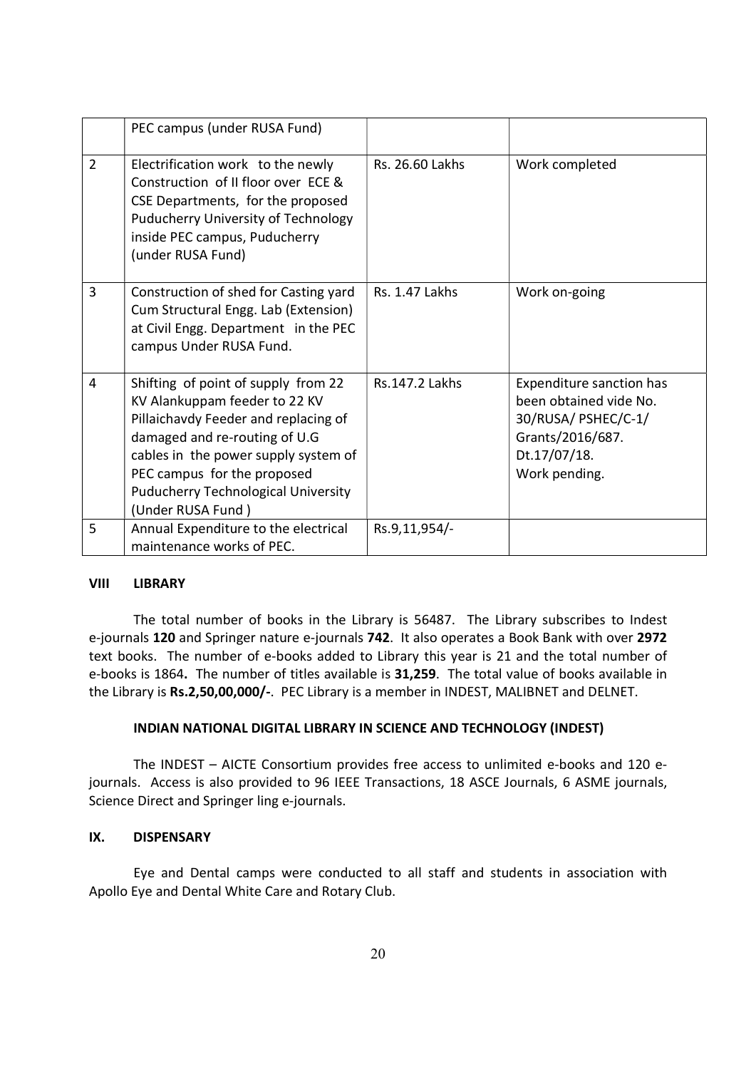|  | PEC campus (under RUSA Fund) |  |  |
|---|---|---|---|
| 2 | Electrification work to the newly Construction of II floor over ECE & CSE Departments, for the proposed Puducherry University of Technology inside PEC campus, Puducherry (under RUSA Fund) | Rs. 26.60 Lakhs | Work completed |
| 3 | Construction of shed for Casting yard Cum Structural Engg. Lab (Extension) at Civil Engg. Department in the PEC campus Under RUSA Fund. | Rs. 1.47 Lakhs | Work on-going |
| 4 | Shifting of point of supply from 22 KV Alankuppam feeder to 22 KV Pillaichavdy Feeder and replacing of damaged and re-routing of U.G cables in the power supply system of PEC campus for the proposed Puducherry Technological University (Under RUSA Fund ) | Rs.147.2 Lakhs | Expenditure sanction has been obtained vide No. 30/RUSA/ PSHEC/C-1/ Grants/2016/687. Dt.17/07/18. Work pending. |
| 5 | Annual Expenditure to the electrical maintenance works of PEC. | Rs.9,11,954/- |  |

## VIII LIBRARY

The total number of books in the Library is 56487. The Library subscribes to Indest e-journals **120** and Springer nature e-journals **742**. It also operates a Book Bank with over **2972** text books. The number of e-books added to Library this year is 21 and the total number of e-books is 1864**.** The number of titles available is **31,259**. The total value of books available in the Library is **Rs.2,50,00,000/-**. PEC Library is a member in INDEST, MALIBNET and DELNET.

### INDIAN NATIONAL DIGITAL LIBRARY IN SCIENCE AND TECHNOLOGY (INDEST)

The INDEST – AICTE Consortium provides free access to unlimited e-books and 120 e-journals. Access is also provided to 96 IEEE Transactions, 18 ASCE Journals, 6 ASME journals, Science Direct and Springer ling e-journals.

## IX. DISPENSARY

Eye and Dental camps were conducted to all staff and students in association with Apollo Eye and Dental White Care and Rotary Club.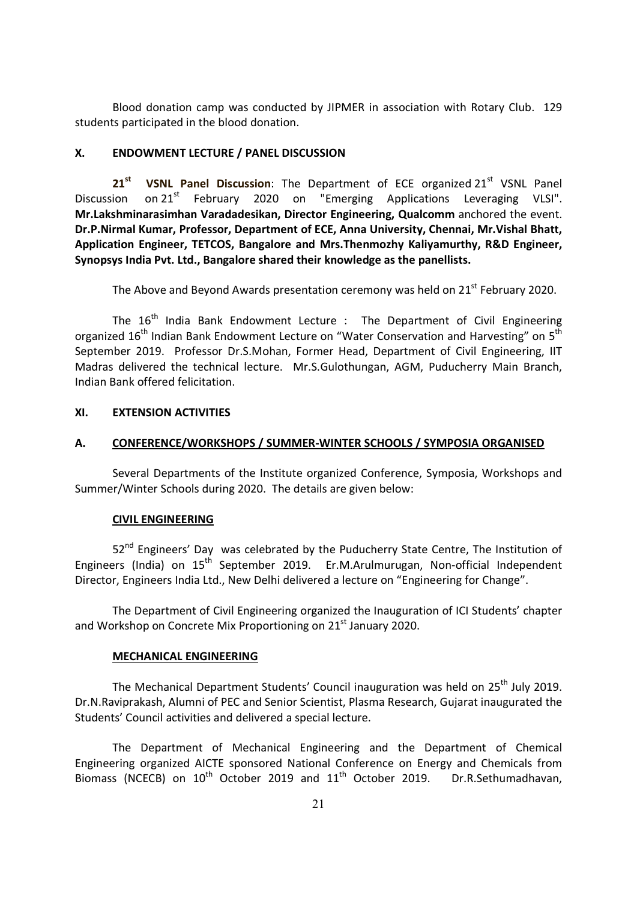Blood donation camp was conducted by JIPMER in association with Rotary Club. 129 students participated in the blood donation.

## X. ENDOWMENT LECTURE / PANEL DISCUSSION

**21st VSNL Panel Discussion**: The Department of ECE organized 21st VSNL Panel Discussion on 21st February 2020 on "Emerging Applications Leveraging VLSI". **Mr.Lakshminarasimhan Varadadesikan, Director Engineering, Qualcomm** anchored the event. **Dr.P.Nirmal Kumar, Professor, Department of ECE, Anna University, Chennai, Mr.Vishal Bhatt, Application Engineer, TETCOS, Bangalore and Mrs.Thenmozhy Kaliyamurthy, R&D Engineer, Synopsys India Pvt. Ltd., Bangalore shared their knowledge as the panellists.**

The Above and Beyond Awards presentation ceremony was held on 21st February 2020.

The 16th India Bank Endowment Lecture : The Department of Civil Engineering organized 16th Indian Bank Endowment Lecture on "Water Conservation and Harvesting" on 5th September 2019. Professor Dr.S.Mohan, Former Head, Department of Civil Engineering, IIT Madras delivered the technical lecture. Mr.S.Gulothungan, AGM, Puducherry Main Branch, Indian Bank offered felicitation.

## XI. EXTENSION ACTIVITIES

### A. CONFERENCE/WORKSHOPS / SUMMER-WINTER SCHOOLS / SYMPOSIA ORGANISED

Several Departments of the Institute organized Conference, Symposia, Workshops and Summer/Winter Schools during 2020. The details are given below:

#### CIVIL ENGINEERING

52nd Engineers' Day was celebrated by the Puducherry State Centre, The Institution of Engineers (India) on 15th September 2019. Er.M.Arulmurugan, Non-official Independent Director, Engineers India Ltd., New Delhi delivered a lecture on "Engineering for Change".

The Department of Civil Engineering organized the Inauguration of ICI Students' chapter and Workshop on Concrete Mix Proportioning on 21st January 2020.

#### MECHANICAL ENGINEERING

The Mechanical Department Students' Council inauguration was held on 25th July 2019. Dr.N.Raviprakash, Alumni of PEC and Senior Scientist, Plasma Research, Gujarat inaugurated the Students' Council activities and delivered a special lecture.

The Department of Mechanical Engineering and the Department of Chemical Engineering organized AICTE sponsored National Conference on Energy and Chemicals from Biomass (NCECB) on 10th October 2019 and 11th October 2019. Dr.R.Sethumadhavan,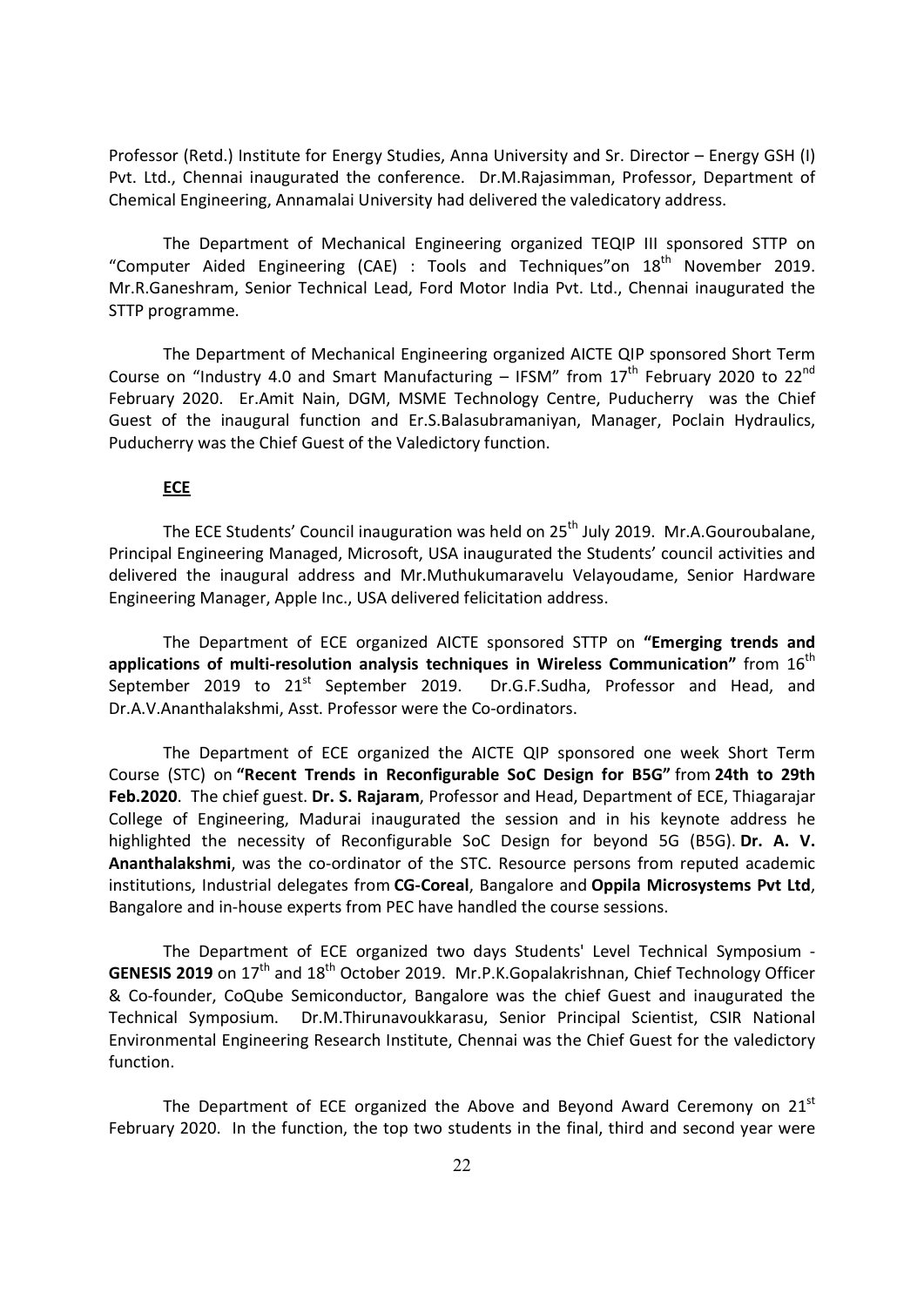Professor (Retd.) Institute for Energy Studies, Anna University and Sr. Director – Energy GSH (I) Pvt. Ltd., Chennai inaugurated the conference. Dr.M.Rajasimman, Professor, Department of Chemical Engineering, Annamalai University had delivered the valedicatory address.

The Department of Mechanical Engineering organized TEQIP III sponsored STTP on "Computer Aided Engineering (CAE) : Tools and Techniques"on 18th November 2019. Mr.R.Ganeshram, Senior Technical Lead, Ford Motor India Pvt. Ltd., Chennai inaugurated the STTP programme.

The Department of Mechanical Engineering organized AICTE QIP sponsored Short Term Course on "Industry 4.0 and Smart Manufacturing – IFSM" from 17th February 2020 to 22nd February 2020. Er.Amit Nain, DGM, MSME Technology Centre, Puducherry was the Chief Guest of the inaugural function and Er.S.Balasubramaniyan, Manager, Poclain Hydraulics, Puducherry was the Chief Guest of the Valedictory function.

**ECE**

The ECE Students' Council inauguration was held on 25th July 2019. Mr.A.Gouroubalane, Principal Engineering Managed, Microsoft, USA inaugurated the Students' council activities and delivered the inaugural address and Mr.Muthukumaravelu Velayoudame, Senior Hardware Engineering Manager, Apple Inc., USA delivered felicitation address.

The Department of ECE organized AICTE sponsored STTP on **"Emerging trends and applications of multi-resolution analysis techniques in Wireless Communication"** from 16th September 2019 to 21st September 2019. Dr.G.F.Sudha, Professor and Head, and Dr.A.V.Ananthalakshmi, Asst. Professor were the Co-ordinators.

The Department of ECE organized the AICTE QIP sponsored one week Short Term Course (STC) on **"Recent Trends in Reconfigurable SoC Design for B5G"** from **24th to 29th Feb.2020**. The chief guest. **Dr. S. Rajaram**, Professor and Head, Department of ECE, Thiagarajar College of Engineering, Madurai inaugurated the session and in his keynote address he highlighted the necessity of Reconfigurable SoC Design for beyond 5G (B5G). **Dr. A. V. Ananthalakshmi**, was the co-ordinator of the STC. Resource persons from reputed academic institutions, Industrial delegates from **CG-Coreal**, Bangalore and **Oppila Microsystems Pvt Ltd**, Bangalore and in-house experts from PEC have handled the course sessions.

The Department of ECE organized two days Students' Level Technical Symposium - **GENESIS 2019** on 17th and 18th October 2019. Mr.P.K.Gopalakrishnan, Chief Technology Officer & Co-founder, CoQube Semiconductor, Bangalore was the chief Guest and inaugurated the Technical Symposium. Dr.M.Thirunavoukkarasu, Senior Principal Scientist, CSIR National Environmental Engineering Research Institute, Chennai was the Chief Guest for the valedictory function.

The Department of ECE organized the Above and Beyond Award Ceremony on 21st February 2020. In the function, the top two students in the final, third and second year were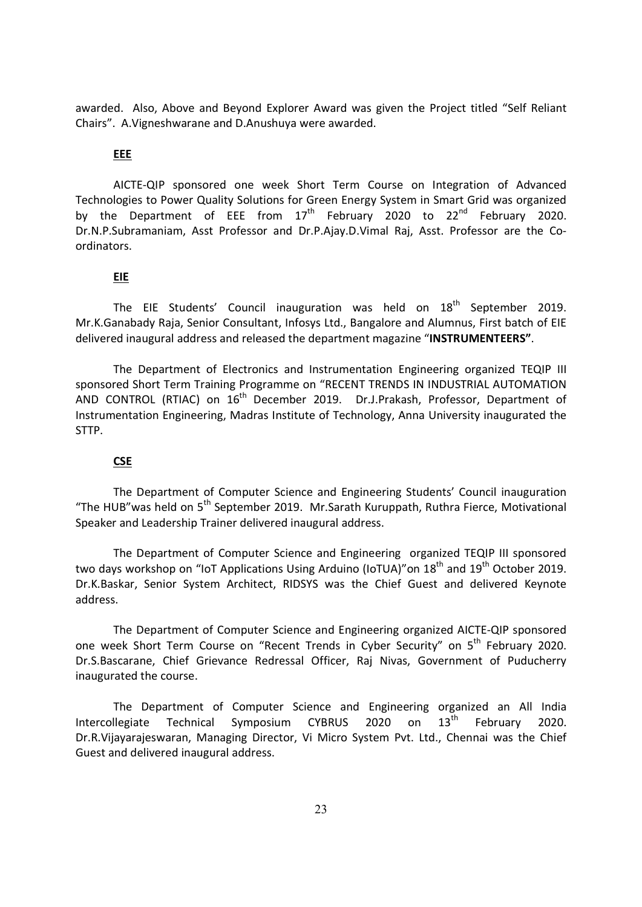awarded. Also, Above and Beyond Explorer Award was given the Project titled "Self Reliant Chairs". A.Vigneshwarane and D.Anushuya were awarded.

## EEE

AICTE-QIP sponsored one week Short Term Course on Integration of Advanced Technologies to Power Quality Solutions for Green Energy System in Smart Grid was organized by the Department of EEE from 17th February 2020 to 22nd February 2020. Dr.N.P.Subramaniam, Asst Professor and Dr.P.Ajay.D.Vimal Raj, Asst. Professor are the Co-ordinators.

## EIE

The EIE Students' Council inauguration was held on 18th September 2019. Mr.K.Ganabady Raja, Senior Consultant, Infosys Ltd., Bangalore and Alumnus, First batch of EIE delivered inaugural address and released the department magazine "**INSTRUMENTEERS"**.

The Department of Electronics and Instrumentation Engineering organized TEQIP III sponsored Short Term Training Programme on "RECENT TRENDS IN INDUSTRIAL AUTOMATION AND CONTROL (RTIAC) on 16th December 2019. Dr.J.Prakash, Professor, Department of Instrumentation Engineering, Madras Institute of Technology, Anna University inaugurated the STTP.

## CSE

The Department of Computer Science and Engineering Students' Council inauguration "The HUB"was held on 5th September 2019. Mr.Sarath Kuruppath, Ruthra Fierce, Motivational Speaker and Leadership Trainer delivered inaugural address.

The Department of Computer Science and Engineering organized TEQIP III sponsored two days workshop on "IoT Applications Using Arduino (IoTUA)"on 18th and 19th October 2019. Dr.K.Baskar, Senior System Architect, RIDSYS was the Chief Guest and delivered Keynote address.

The Department of Computer Science and Engineering organized AICTE-QIP sponsored one week Short Term Course on "Recent Trends in Cyber Security" on 5th February 2020. Dr.S.Bascarane, Chief Grievance Redressal Officer, Raj Nivas, Government of Puducherry inaugurated the course.

The Department of Computer Science and Engineering organized an All India Intercollegiate Technical Symposium CYBRUS 2020 on 13th February 2020. Dr.R.Vijayarajeswaran, Managing Director, Vi Micro System Pvt. Ltd., Chennai was the Chief Guest and delivered inaugural address.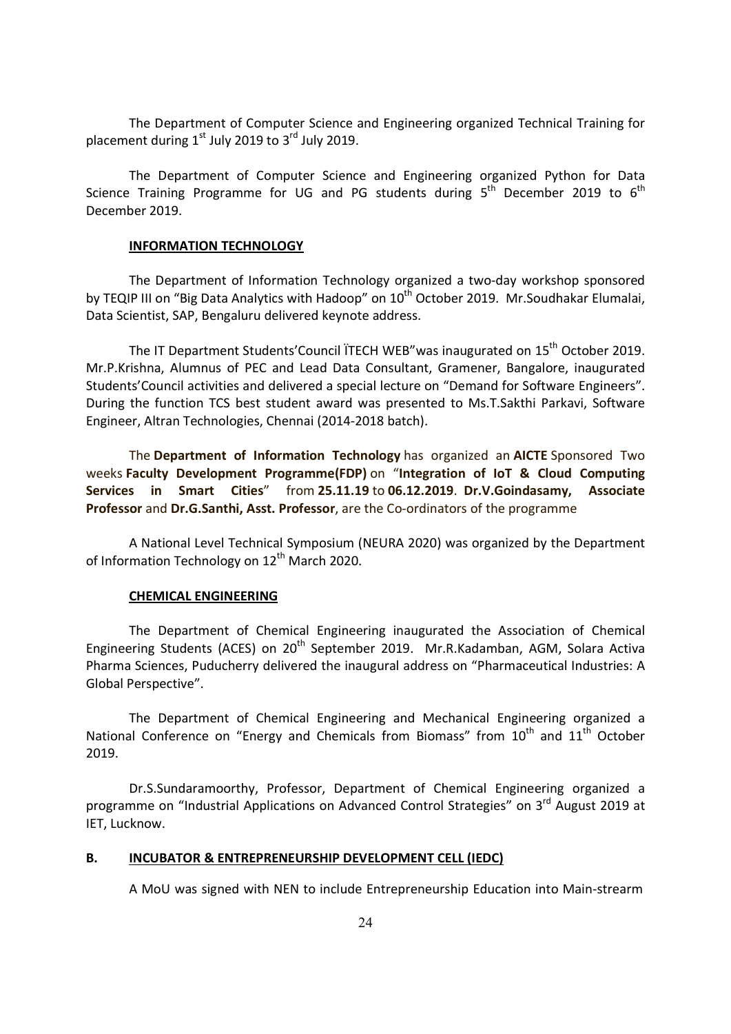The Department of Computer Science and Engineering organized Technical Training for placement during 1st July 2019 to 3rd July 2019.

The Department of Computer Science and Engineering organized Python for Data Science Training Programme for UG and PG students during 5th December 2019 to 6th December 2019.

### INFORMATION TECHNOLOGY

The Department of Information Technology organized a two-day workshop sponsored by TEQIP III on "Big Data Analytics with Hadoop" on 10th October 2019. Mr.Soudhakar Elumalai, Data Scientist, SAP, Bengaluru delivered keynote address.

The IT Department Students'Council ITECH WEB"was inaugurated on 15th October 2019. Mr.P.Krishna, Alumnus of PEC and Lead Data Consultant, Gramener, Bangalore, inaugurated Students'Council activities and delivered a special lecture on "Demand for Software Engineers". During the function TCS best student award was presented to Ms.T.Sakthi Parkavi, Software Engineer, Altran Technologies, Chennai (2014-2018 batch).

The **Department of Information Technology** has organized an **AICTE** Sponsored Two weeks **Faculty Development Programme(FDP)** on "**Integration of IoT & Cloud Computing Services in Smart Cities**" from **25.11.19** to **06.12.2019**. **Dr.V.Goindasamy, Associate Professor** and **Dr.G.Santhi, Asst. Professor**, are the Co-ordinators of the programme

A National Level Technical Symposium (NEURA 2020) was organized by the Department of Information Technology on 12th March 2020.

### CHEMICAL ENGINEERING

The Department of Chemical Engineering inaugurated the Association of Chemical Engineering Students (ACES) on 20th September 2019. Mr.R.Kadamban, AGM, Solara Activa Pharma Sciences, Puducherry delivered the inaugural address on "Pharmaceutical Industries: A Global Perspective".

The Department of Chemical Engineering and Mechanical Engineering organized a National Conference on "Energy and Chemicals from Biomass" from 10th and 11th October 2019.

Dr.S.Sundaramoorthy, Professor, Department of Chemical Engineering organized a programme on "Industrial Applications on Advanced Control Strategies" on 3rd August 2019 at IET, Lucknow.

## B. INCUBATOR & ENTREPRENEURSHIP DEVELOPMENT CELL (IEDC)

A MoU was signed with NEN to include Entrepreneurship Education into Main-strearm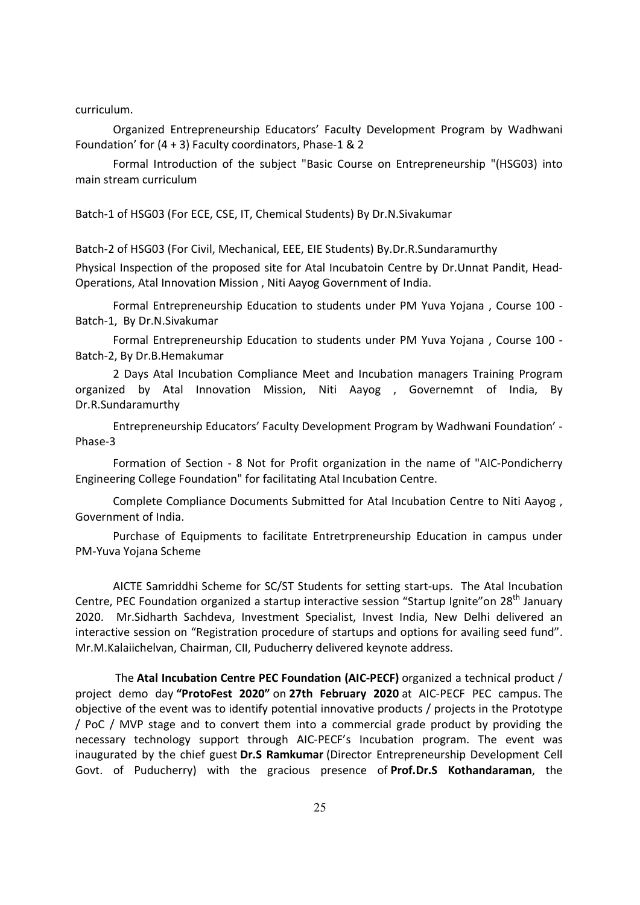curriculum.

Organized Entrepreneurship Educators' Faculty Development Program by Wadhwani Foundation' for (4 + 3) Faculty coordinators, Phase-1 & 2

Formal Introduction of the subject "Basic Course on Entrepreneurship "(HSG03) into main stream curriculum

Batch-1 of HSG03 (For ECE, CSE, IT, Chemical Students) By Dr.N.Sivakumar

Batch-2 of HSG03 (For Civil, Mechanical, EEE, EIE Students) By.Dr.R.Sundaramurthy

Physical Inspection of the proposed site for Atal Incubatoin Centre by Dr.Unnat Pandit, Head-Operations, Atal Innovation Mission , Niti Aayog Government of India.

Formal Entrepreneurship Education to students under PM Yuva Yojana , Course 100 - Batch-1, By Dr.N.Sivakumar

Formal Entrepreneurship Education to students under PM Yuva Yojana , Course 100 - Batch-2, By Dr.B.Hemakumar

2 Days Atal Incubation Compliance Meet and Incubation managers Training Program organized by Atal Innovation Mission, Niti Aayog , Governemnt of India, By Dr.R.Sundaramurthy

Entrepreneurship Educators' Faculty Development Program by Wadhwani Foundation' - Phase-3

Formation of Section - 8 Not for Profit organization in the name of "AIC-Pondicherry Engineering College Foundation" for facilitating Atal Incubation Centre.

Complete Compliance Documents Submitted for Atal Incubation Centre to Niti Aayog , Government of India.

Purchase of Equipments to facilitate Entretrpreneurship Education in campus under PM-Yuva Yojana Scheme

AICTE Samriddhi Scheme for SC/ST Students for setting start-ups. The Atal Incubation Centre, PEC Foundation organized a startup interactive session "Startup Ignite"on 28th January 2020. Mr.Sidharth Sachdeva, Investment Specialist, Invest India, New Delhi delivered an interactive session on "Registration procedure of startups and options for availing seed fund". Mr.M.Kalaiichelvan, Chairman, CII, Puducherry delivered keynote address.

The **Atal Incubation Centre PEC Foundation (AIC-PECF)** organized a technical product / project demo day **"ProtoFest 2020"** on **27th February 2020** at AIC-PECF PEC campus. The objective of the event was to identify potential innovative products / projects in the Prototype / PoC / MVP stage and to convert them into a commercial grade product by providing the necessary technology support through AIC-PECF's Incubation program. The event was inaugurated by the chief guest **Dr.S Ramkumar** (Director Entrepreneurship Development Cell Govt. of Puducherry) with the gracious presence of **Prof.Dr.S Kothandaraman**, the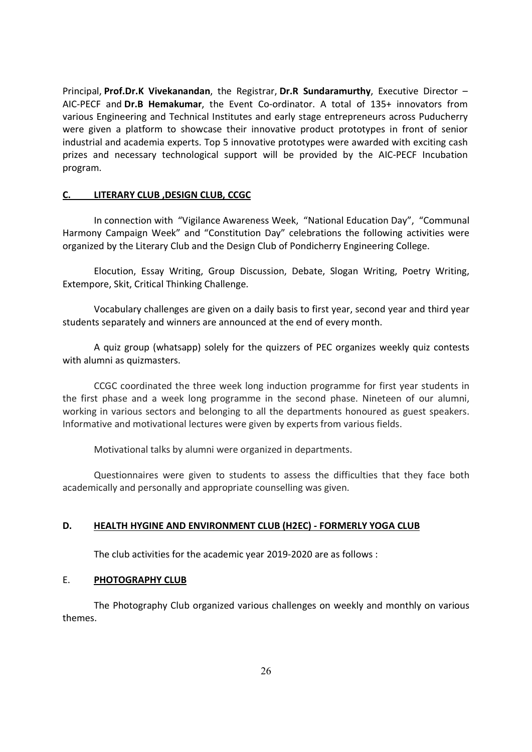Principal, **Prof.Dr.K Vivekanandan**, the Registrar, **Dr.R Sundaramurthy**, Executive Director – AIC-PECF and **Dr.B Hemakumar**, the Event Co-ordinator. A total of 135+ innovators from various Engineering and Technical Institutes and early stage entrepreneurs across Puducherry were given a platform to showcase their innovative product prototypes in front of senior industrial and academia experts. Top 5 innovative prototypes were awarded with exciting cash prizes and necessary technological support will be provided by the AIC-PECF Incubation program.

## C. LITERARY CLUB ,DESIGN CLUB, CCGC

In connection with "Vigilance Awareness Week, "National Education Day", "Communal Harmony Campaign Week" and "Constitution Day" celebrations the following activities were organized by the Literary Club and the Design Club of Pondicherry Engineering College.

Elocution, Essay Writing, Group Discussion, Debate, Slogan Writing, Poetry Writing, Extempore, Skit, Critical Thinking Challenge.

Vocabulary challenges are given on a daily basis to first year, second year and third year students separately and winners are announced at the end of every month.

A quiz group (whatsapp) solely for the quizzers of PEC organizes weekly quiz contests with alumni as quizmasters.

CCGC coordinated the three week long induction programme for first year students in the first phase and a week long programme in the second phase. Nineteen of our alumni, working in various sectors and belonging to all the departments honoured as guest speakers. Informative and motivational lectures were given by experts from various fields.

Motivational talks by alumni were organized in departments.

Questionnaires were given to students to assess the difficulties that they face both academically and personally and appropriate counselling was given.

## D. HEALTH HYGINE AND ENVIRONMENT CLUB (H2EC) - FORMERLY YOGA CLUB

The club activities for the academic year 2019-2020 are as follows :

## E. PHOTOGRAPHY CLUB

The Photography Club organized various challenges on weekly and monthly on various themes.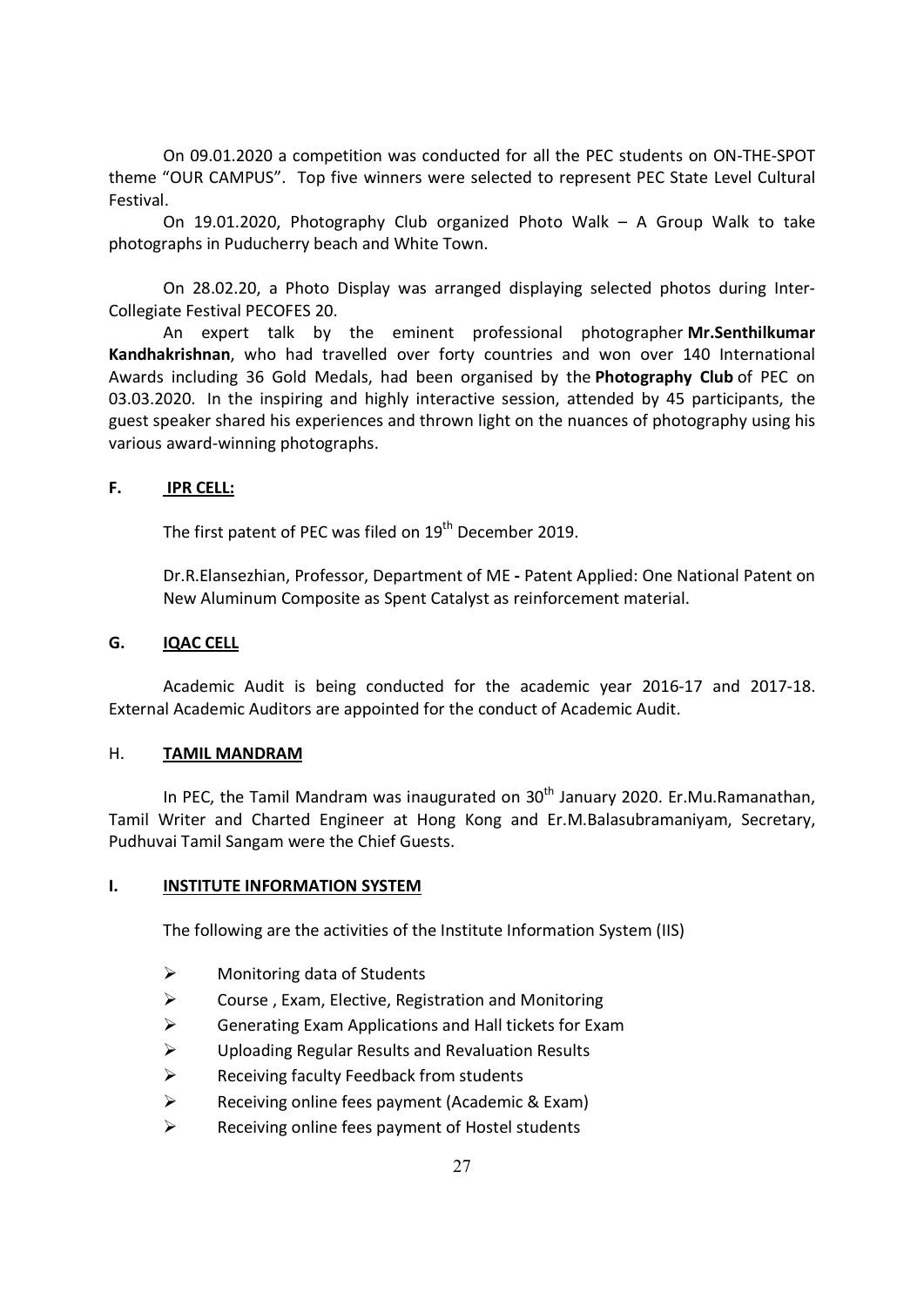On 09.01.2020 a competition was conducted for all the PEC students on ON-THE-SPOT theme "OUR CAMPUS". Top five winners were selected to represent PEC State Level Cultural Festival.

On 19.01.2020, Photography Club organized Photo Walk – A Group Walk to take photographs in Puducherry beach and White Town.

On 28.02.20, a Photo Display was arranged displaying selected photos during Inter-Collegiate Festival PECOFES 20.

An expert talk by the eminent professional photographer **Mr.Senthilkumar Kandhakrishnan**, who had travelled over forty countries and won over 140 International Awards including 36 Gold Medals, had been organised by the **Photography Club** of PEC on 03.03.2020. In the inspiring and highly interactive session, attended by 45 participants, the guest speaker shared his experiences and thrown light on the nuances of photography using his various award-winning photographs.

## F. IPR CELL:

The first patent of PEC was filed on 19th December 2019.

Dr.R.Elansezhian, Professor, Department of ME **-** Patent Applied: One National Patent on New Aluminum Composite as Spent Catalyst as reinforcement material.

## G. IQAC CELL

Academic Audit is being conducted for the academic year 2016-17 and 2017-18. External Academic Auditors are appointed for the conduct of Academic Audit.

## H. TAMIL MANDRAM

In PEC, the Tamil Mandram was inaugurated on 30th January 2020. Er.Mu.Ramanathan, Tamil Writer and Charted Engineer at Hong Kong and Er.M.Balasubramaniyam, Secretary, Pudhuvai Tamil Sangam were the Chief Guests.

## I. INSTITUTE INFORMATION SYSTEM

The following are the activities of the Institute Information System (IIS)

- Monitoring data of Students
- Course , Exam, Elective, Registration and Monitoring
- Generating Exam Applications and Hall tickets for Exam
- Uploading Regular Results and Revaluation Results
- Receiving faculty Feedback from students
- Receiving online fees payment (Academic & Exam)
- Receiving online fees payment of Hostel students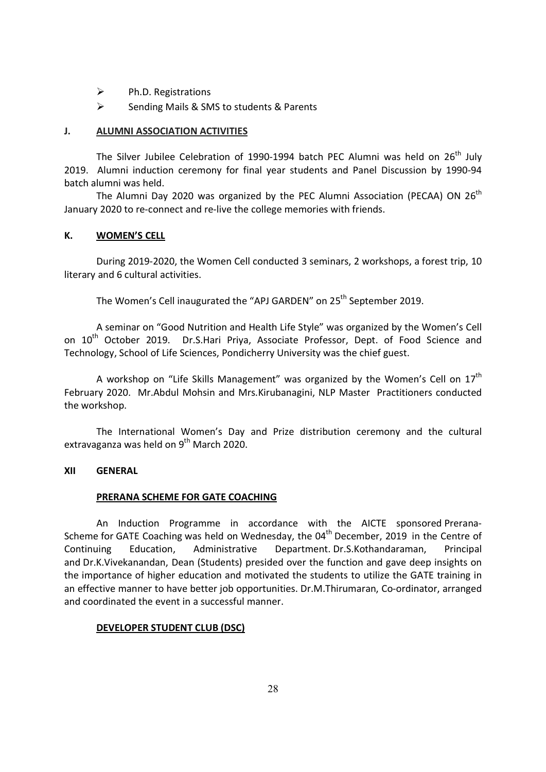- Ph.D. Registrations
- Sending Mails & SMS to students & Parents

### J. ALUMNI ASSOCIATION ACTIVITIES

The Silver Jubilee Celebration of 1990-1994 batch PEC Alumni was held on 26th July 2019. Alumni induction ceremony for final year students and Panel Discussion by 1990-94 batch alumni was held.

The Alumni Day 2020 was organized by the PEC Alumni Association (PECAA) ON 26th January 2020 to re-connect and re-live the college memories with friends.

### K. WOMEN'S CELL

During 2019-2020, the Women Cell conducted 3 seminars, 2 workshops, a forest trip, 10 literary and 6 cultural activities.

The Women's Cell inaugurated the "APJ GARDEN" on 25th September 2019.

A seminar on "Good Nutrition and Health Life Style" was organized by the Women's Cell on 10th October 2019. Dr.S.Hari Priya, Associate Professor, Dept. of Food Science and Technology, School of Life Sciences, Pondicherry University was the chief guest.

A workshop on "Life Skills Management" was organized by the Women's Cell on 17th February 2020. Mr.Abdul Mohsin and Mrs.Kirubanagini, NLP Master Practitioners conducted the workshop.

The International Women's Day and Prize distribution ceremony and the cultural extravaganza was held on 9th March 2020.

## XII GENERAL

### PRERANA SCHEME FOR GATE COACHING

An Induction Programme in accordance with the AICTE sponsored Prerana-Scheme for GATE Coaching was held on Wednesday, the 04th December, 2019 in the Centre of Continuing Education, Administrative Department. Dr.S.Kothandaraman, Principal and Dr.K.Vivekanandan, Dean (Students) presided over the function and gave deep insights on the importance of higher education and motivated the students to utilize the GATE training in an effective manner to have better job opportunities. Dr.M.Thirumaran, Co-ordinator, arranged and coordinated the event in a successful manner.

### DEVELOPER STUDENT CLUB (DSC)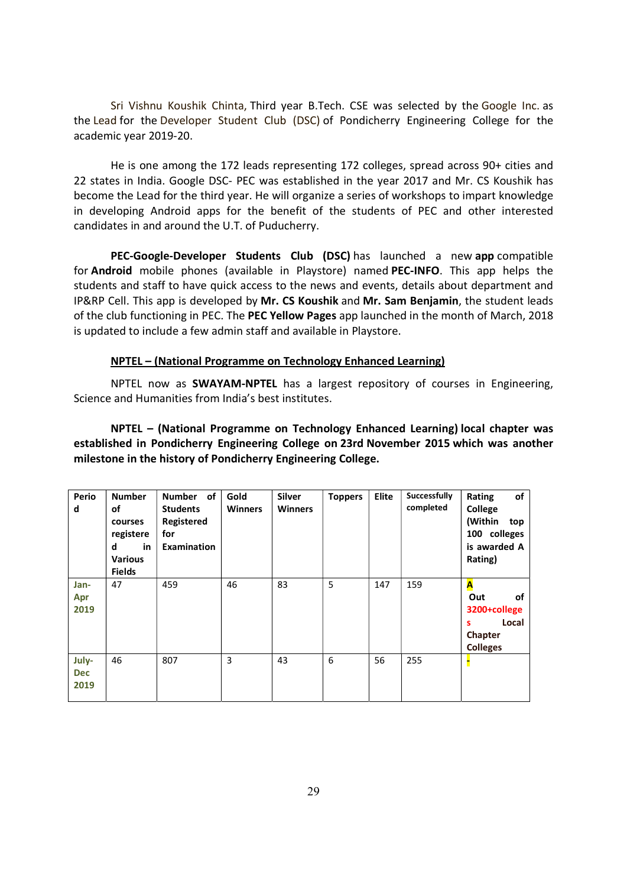Sri Vishnu Koushik Chinta, Third year B.Tech. CSE was selected by the Google Inc. as the Lead for the Developer Student Club (DSC) of Pondicherry Engineering College for the academic year 2019-20.

He is one among the 172 leads representing 172 colleges, spread across 90+ cities and 22 states in India. Google DSC- PEC was established in the year 2017 and Mr. CS Koushik has become the Lead for the third year. He will organize a series of workshops to impart knowledge in developing Android apps for the benefit of the students of PEC and other interested candidates in and around the U.T. of Puducherry.

**PEC-Google-Developer Students Club (DSC)** has launched a new **app** compatible for **Android** mobile phones (available in Playstore) named **PEC-INFO**. This app helps the students and staff to have quick access to the news and events, details about department and IP&RP Cell. This app is developed by **Mr. CS Koushik** and **Mr. Sam Benjamin**, the student leads of the club functioning in PEC. The **PEC Yellow Pages** app launched in the month of March, 2018 is updated to include a few admin staff and available in Playstore.

**NPTEL – (National Programme on Technology Enhanced Learning)**

NPTEL now as **SWAYAM-NPTEL** has a largest repository of courses in Engineering, Science and Humanities from India's best institutes.

**NPTEL – (National Programme on Technology Enhanced Learning) local chapter was established in Pondicherry Engineering College on 23rd November 2015 which was another milestone in the history of Pondicherry Engineering College.**

| Period | Number of courses registered in Various Fields | Number of Students Registered for Examination | Gold Winners | Silver Winners | Toppers | Elite | Successfully completed | Rating of College (Within top 100 colleges is awarded A Rating) |
|---|---|---|---|---|---|---|---|---|
| Jan-Apr 2019 | 47 | 459 | 46 | 83 | 5 | 147 | 159 | A Out of 3200+colleges Local Chapter Colleges |
| July-Dec 2019 | 46 | 807 | 3 | 43 | 6 | 56 | 255 | - |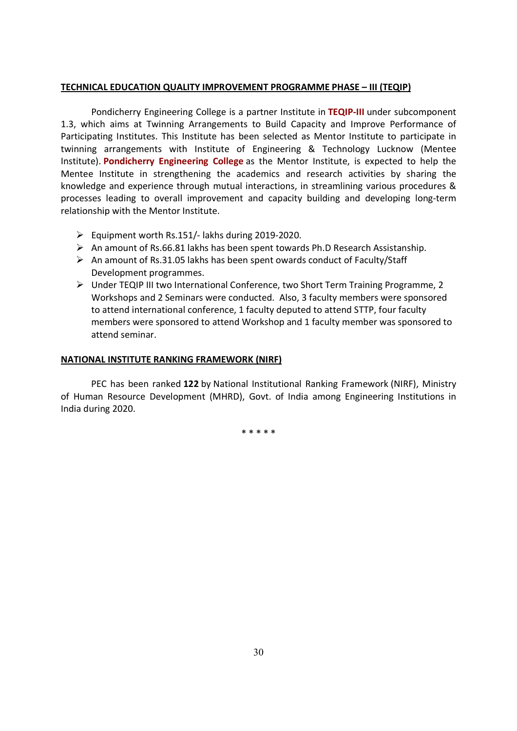## TECHNICAL EDUCATION QUALITY IMPROVEMENT PROGRAMME PHASE – III (TEQIP)

Pondicherry Engineering College is a partner Institute in **TEQIP-III** under subcomponent 1.3, which aims at Twinning Arrangements to Build Capacity and Improve Performance of Participating Institutes. This Institute has been selected as Mentor Institute to participate in twinning arrangements with Institute of Engineering & Technology Lucknow (Mentee Institute). **Pondicherry Engineering College** as the Mentor Institute, is expected to help the Mentee Institute in strengthening the academics and research activities by sharing the knowledge and experience through mutual interactions, in streamlining various procedures & processes leading to overall improvement and capacity building and developing long-term relationship with the Mentor Institute.

- Equipment worth Rs.151/- lakhs during 2019-2020.
- An amount of Rs.66.81 lakhs has been spent towards Ph.D Research Assistanship.
- An amount of Rs.31.05 lakhs has been spent owards conduct of Faculty/Staff Development programmes.
- Under TEQIP III two International Conference, two Short Term Training Programme, 2 Workshops and 2 Seminars were conducted. Also, 3 faculty members were sponsored to attend international conference, 1 faculty deputed to attend STTP, four faculty members were sponsored to attend Workshop and 1 faculty member was sponsored to attend seminar.

## NATIONAL INSTITUTE RANKING FRAMEWORK (NIRF)

PEC has been ranked **122** by National Institutional Ranking Framework (NIRF), Ministry of Human Resource Development (MHRD), Govt. of India among Engineering Institutions in India during 2020.

* * * * *